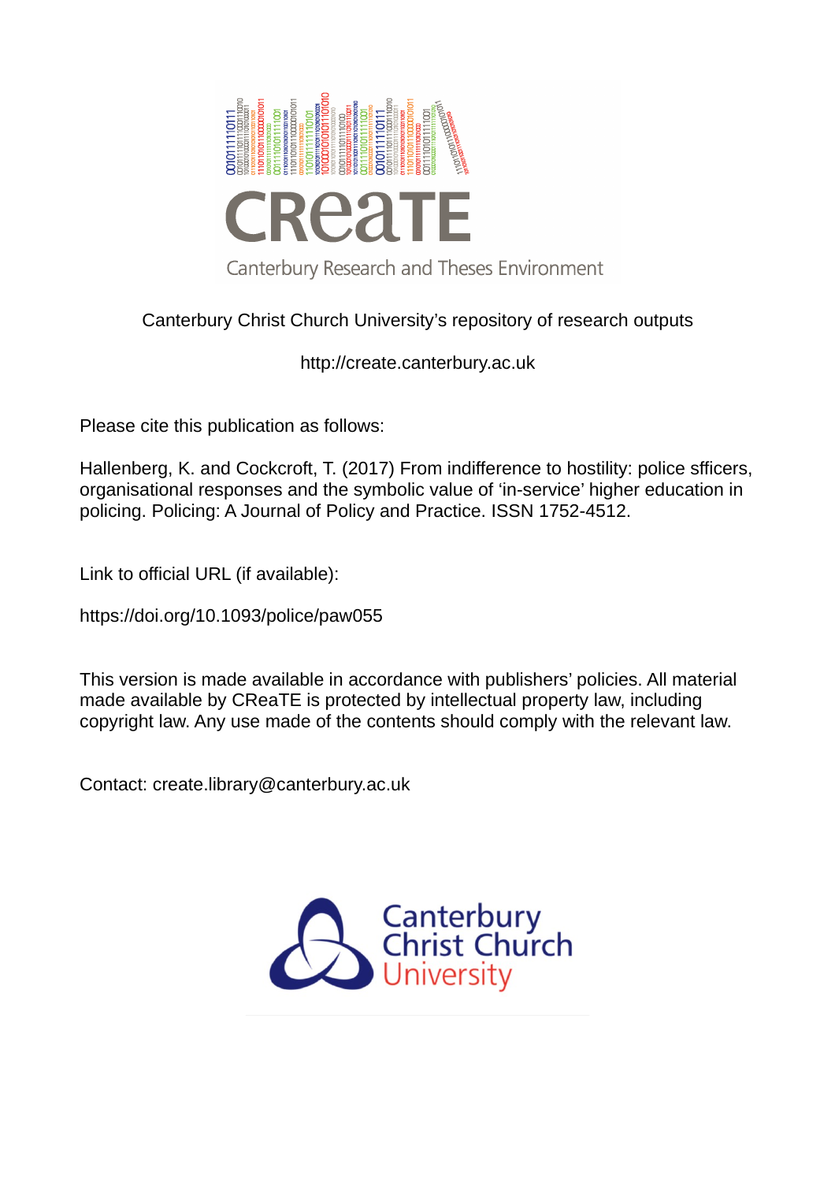Canterbury Christ Church University's repository of research outputs

http://create.canterbury.ac.uk

Please cite this publication as follows:

Hallenberg, K. and Cockcroft, T. (2017) From indifference to hostility: police sfficers, organisational responses and the symbolic value of 'in-service' higher education in policing. Policing: A Journal of Policy and Practice. ISSN 1752-4512.

Link to official URL (if available):

https://doi.org/10.1093/police/paw055

This version is made available in accordance with publishers' policies. All material made available by CReaTE is protected by intellectual property law, including copyright law. Any use made of the contents should comply with the relevant law.

Contact: create.library@canterbury.ac.uk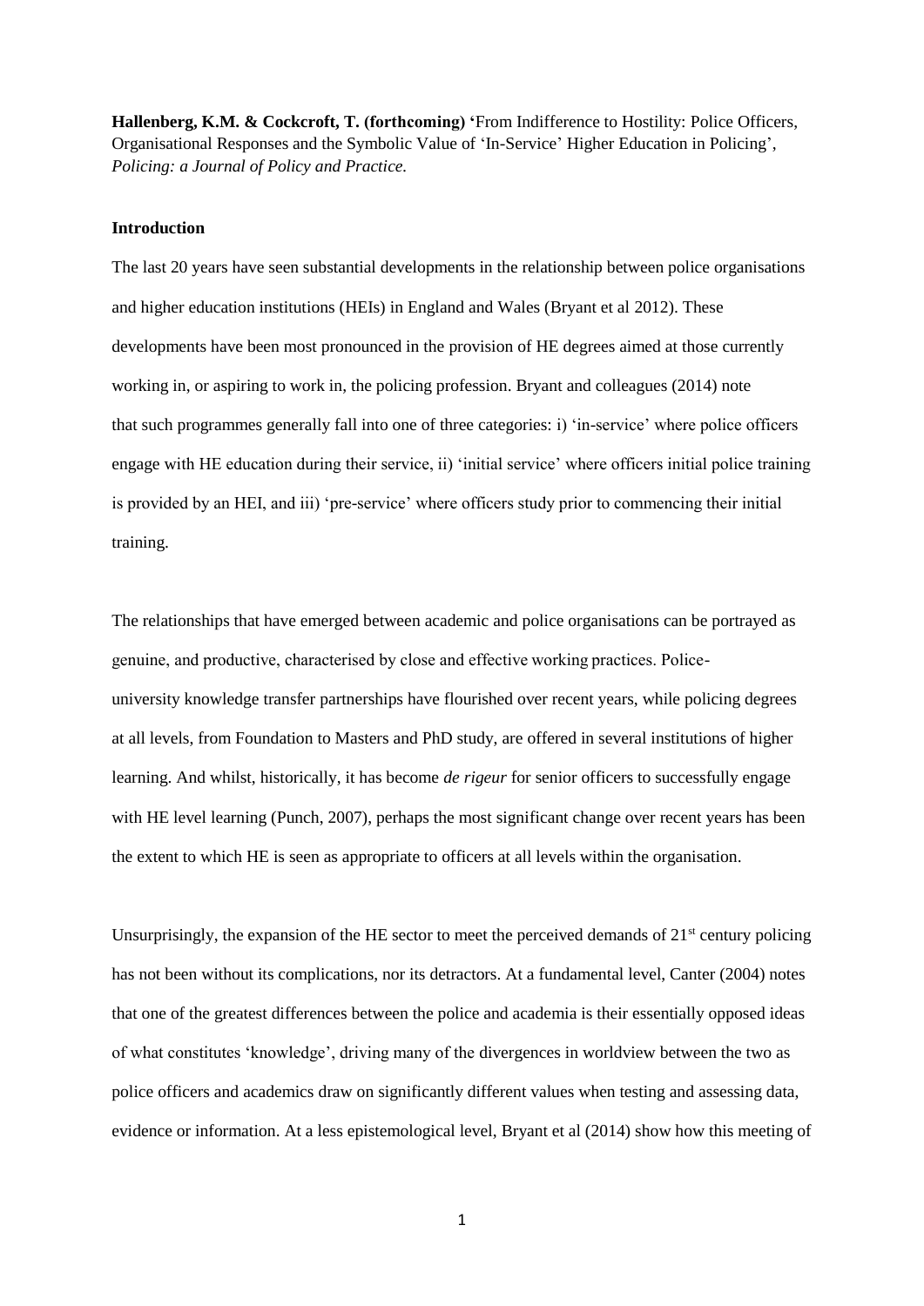**Hallenberg, K.M. & Cockcroft, T. (forthcoming)** 'From Indifference to Hostility: Police Officers, Organisational Responses and the Symbolic Value of 'In-Service' Higher Education in Policing', *Policing: a Journal of Policy and Practice.*

## Introduction

The last 20 years have seen substantial developments in the relationship between police organisations and higher education institutions (HEIs) in England and Wales (Bryant et al 2012). These developments have been most pronounced in the provision of HE degrees aimed at those currently working in, or aspiring to work in, the policing profession. Bryant and colleagues (2014) note that such programmes generally fall into one of three categories: i) 'in-service' where police officers engage with HE education during their service, ii) 'initial service' where officers initial police training is provided by an HEI, and iii) 'pre-service' where officers study prior to commencing their initial training.

The relationships that have emerged between academic and police organisations can be portrayed as genuine, and productive, characterised by close and effective working practices. Police-university knowledge transfer partnerships have flourished over recent years, while policing degrees at all levels, from Foundation to Masters and PhD study, are offered in several institutions of higher learning. And whilst, historically, it has become *de rigeur* for senior officers to successfully engage with HE level learning (Punch, 2007), perhaps the most significant change over recent years has been the extent to which HE is seen as appropriate to officers at all levels within the organisation.

Unsurprisingly, the expansion of the HE sector to meet the perceived demands of 21st century policing has not been without its complications, nor its detractors. At a fundamental level, Canter (2004) notes that one of the greatest differences between the police and academia is their essentially opposed ideas of what constitutes 'knowledge', driving many of the divergences in worldview between the two as police officers and academics draw on significantly different values when testing and assessing data, evidence or information. At a less epistemological level, Bryant et al (2014) show how this meeting of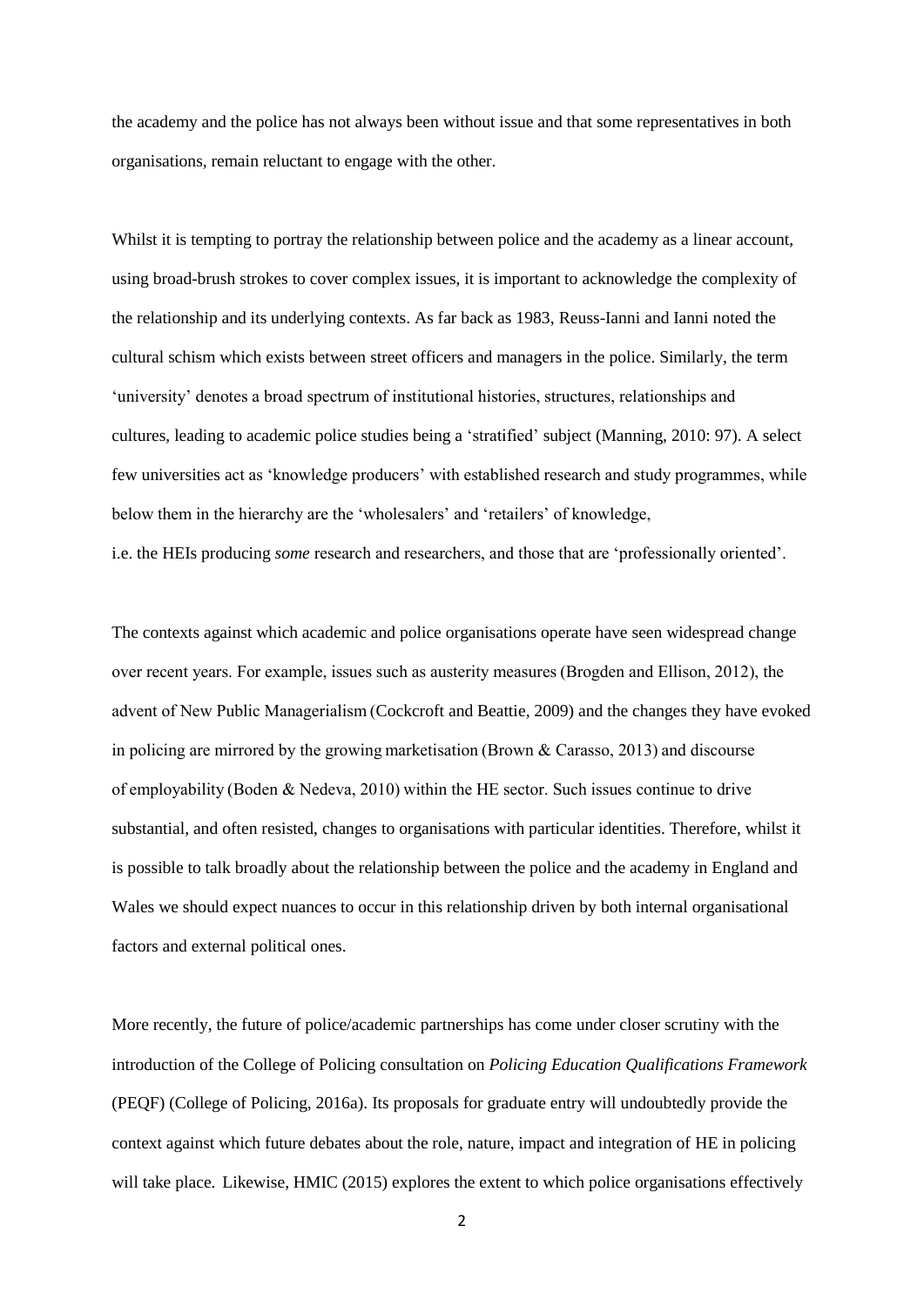the academy and the police has not always been without issue and that some representatives in both organisations, remain reluctant to engage with the other.

Whilst it is tempting to portray the relationship between police and the academy as a linear account, using broad-brush strokes to cover complex issues, it is important to acknowledge the complexity of the relationship and its underlying contexts. As far back as 1983, Reuss-Ianni and Ianni noted the cultural schism which exists between street officers and managers in the police. Similarly, the term 'university' denotes a broad spectrum of institutional histories, structures, relationships and cultures, leading to academic police studies being a 'stratified' subject (Manning, 2010: 97). A select few universities act as 'knowledge producers' with established research and study programmes, while below them in the hierarchy are the 'wholesalers' and 'retailers' of knowledge, i.e. the HEIs producing *some* research and researchers, and those that are 'professionally oriented'.

The contexts against which academic and police organisations operate have seen widespread change over recent years. For example, issues such as austerity measures (Brogden and Ellison, 2012), the advent of New Public Managerialism (Cockcroft and Beattie, 2009) and the changes they have evoked in policing are mirrored by the growing marketisation (Brown & Carasso, 2013) and discourse of employability (Boden & Nedeva, 2010) within the HE sector. Such issues continue to drive substantial, and often resisted, changes to organisations with particular identities. Therefore, whilst it is possible to talk broadly about the relationship between the police and the academy in England and Wales we should expect nuances to occur in this relationship driven by both internal organisational factors and external political ones.

More recently, the future of police/academic partnerships has come under closer scrutiny with the introduction of the College of Policing consultation on *Policing Education Qualifications Framework* (PEQF) (College of Policing, 2016a). Its proposals for graduate entry will undoubtedly provide the context against which future debates about the role, nature, impact and integration of HE in policing will take place. Likewise, HMIC (2015) explores the extent to which police organisations effectively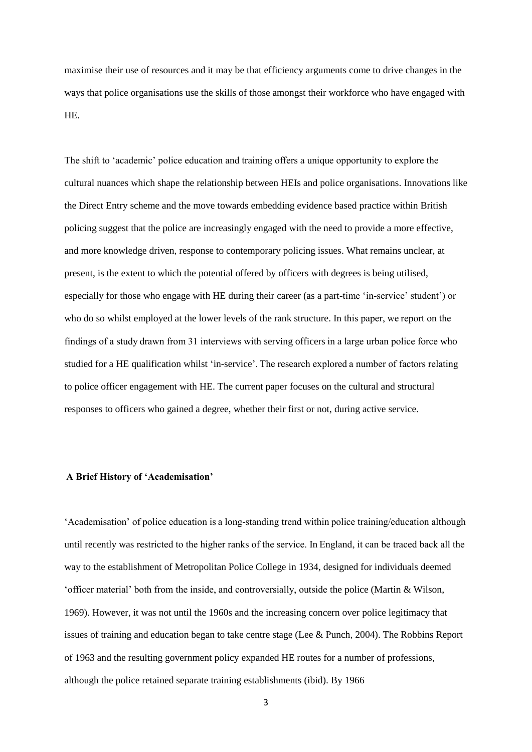maximise their use of resources and it may be that efficiency arguments come to drive changes in the ways that police organisations use the skills of those amongst their workforce who have engaged with HE.

The shift to 'academic' police education and training offers a unique opportunity to explore the cultural nuances which shape the relationship between HEIs and police organisations. Innovations like the Direct Entry scheme and the move towards embedding evidence based practice within British policing suggest that the police are increasingly engaged with the need to provide a more effective, and more knowledge driven, response to contemporary policing issues. What remains unclear, at present, is the extent to which the potential offered by officers with degrees is being utilised, especially for those who engage with HE during their career (as a part-time 'in-service' student') or who do so whilst employed at the lower levels of the rank structure. In this paper, we report on the findings of a study drawn from 31 interviews with serving officers in a large urban police force who studied for a HE qualification whilst 'in-service'. The research explored a number of factors relating to police officer engagement with HE. The current paper focuses on the cultural and structural responses to officers who gained a degree, whether their first or not, during active service.

## A Brief History of 'Academisation'

'Academisation' of police education is a long-standing trend within police training/education although until recently was restricted to the higher ranks of the service. In England, it can be traced back all the way to the establishment of Metropolitan Police College in 1934, designed for individuals deemed 'officer material' both from the inside, and controversially, outside the police (Martin & Wilson, 1969). However, it was not until the 1960s and the increasing concern over police legitimacy that issues of training and education began to take centre stage (Lee & Punch, 2004). The Robbins Report of 1963 and the resulting government policy expanded HE routes for a number of professions, although the police retained separate training establishments (ibid). By 1966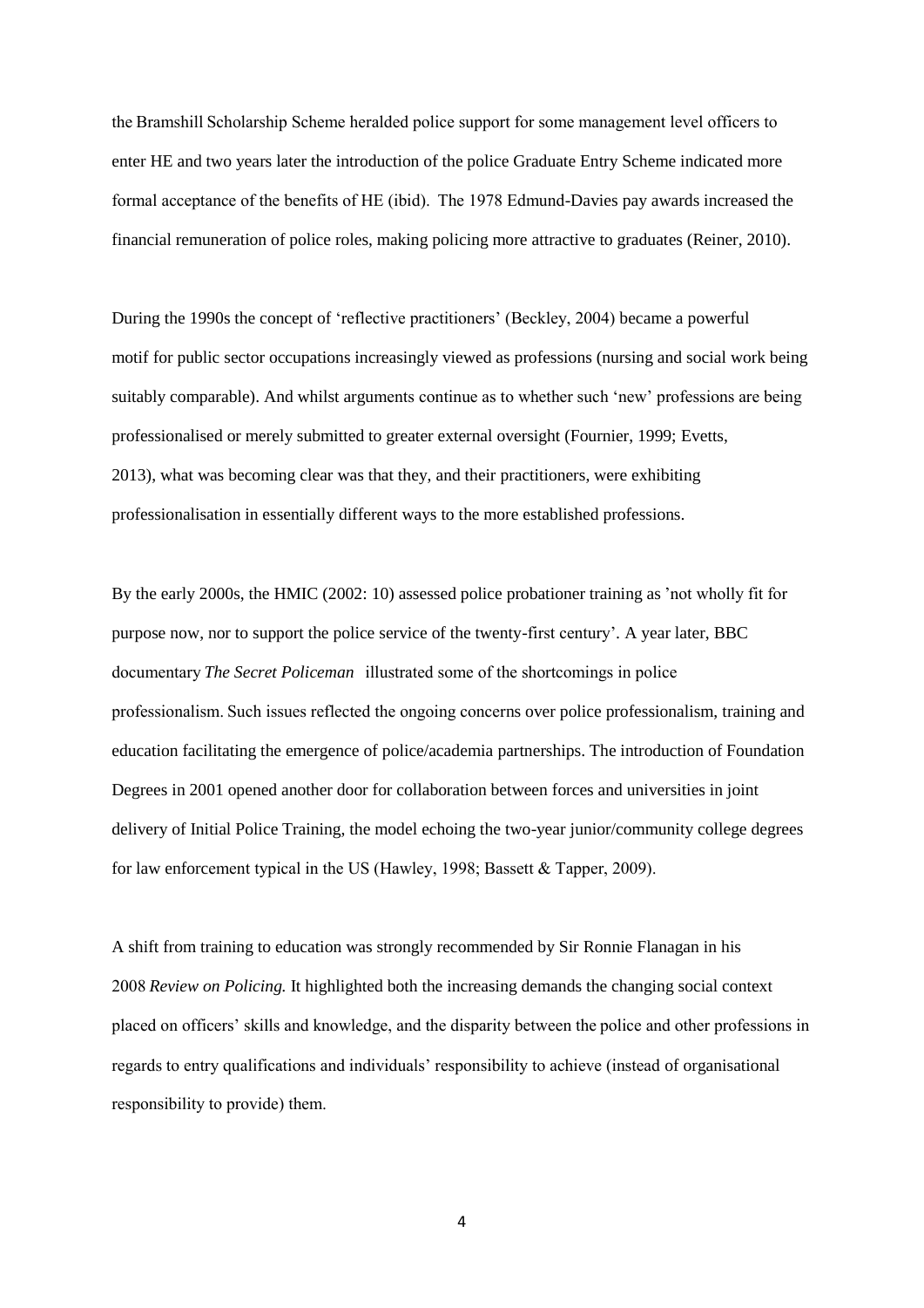the Bramshill Scholarship Scheme heralded police support for some management level officers to enter HE and two years later the introduction of the police Graduate Entry Scheme indicated more formal acceptance of the benefits of HE (ibid). The 1978 Edmund-Davies pay awards increased the financial remuneration of police roles, making policing more attractive to graduates (Reiner, 2010).

During the 1990s the concept of 'reflective practitioners' (Beckley, 2004) became a powerful motif for public sector occupations increasingly viewed as professions (nursing and social work being suitably comparable). And whilst arguments continue as to whether such 'new' professions are being professionalised or merely submitted to greater external oversight (Fournier, 1999; Evetts, 2013), what was becoming clear was that they, and their practitioners, were exhibiting professionalisation in essentially different ways to the more established professions.

By the early 2000s, the HMIC (2002: 10) assessed police probationer training as 'not wholly fit for purpose now, nor to support the police service of the twenty-first century'. A year later, BBC documentary *The Secret Policeman* illustrated some of the shortcomings in police professionalism. Such issues reflected the ongoing concerns over police professionalism, training and education facilitating the emergence of police/academia partnerships. The introduction of Foundation Degrees in 2001 opened another door for collaboration between forces and universities in joint delivery of Initial Police Training, the model echoing the two-year junior/community college degrees for law enforcement typical in the US (Hawley, 1998; Bassett & Tapper, 2009).

A shift from training to education was strongly recommended by Sir Ronnie Flanagan in his 2008 *Review on Policing.* It highlighted both the increasing demands the changing social context placed on officers' skills and knowledge, and the disparity between the police and other professions in regards to entry qualifications and individuals' responsibility to achieve (instead of organisational responsibility to provide) them.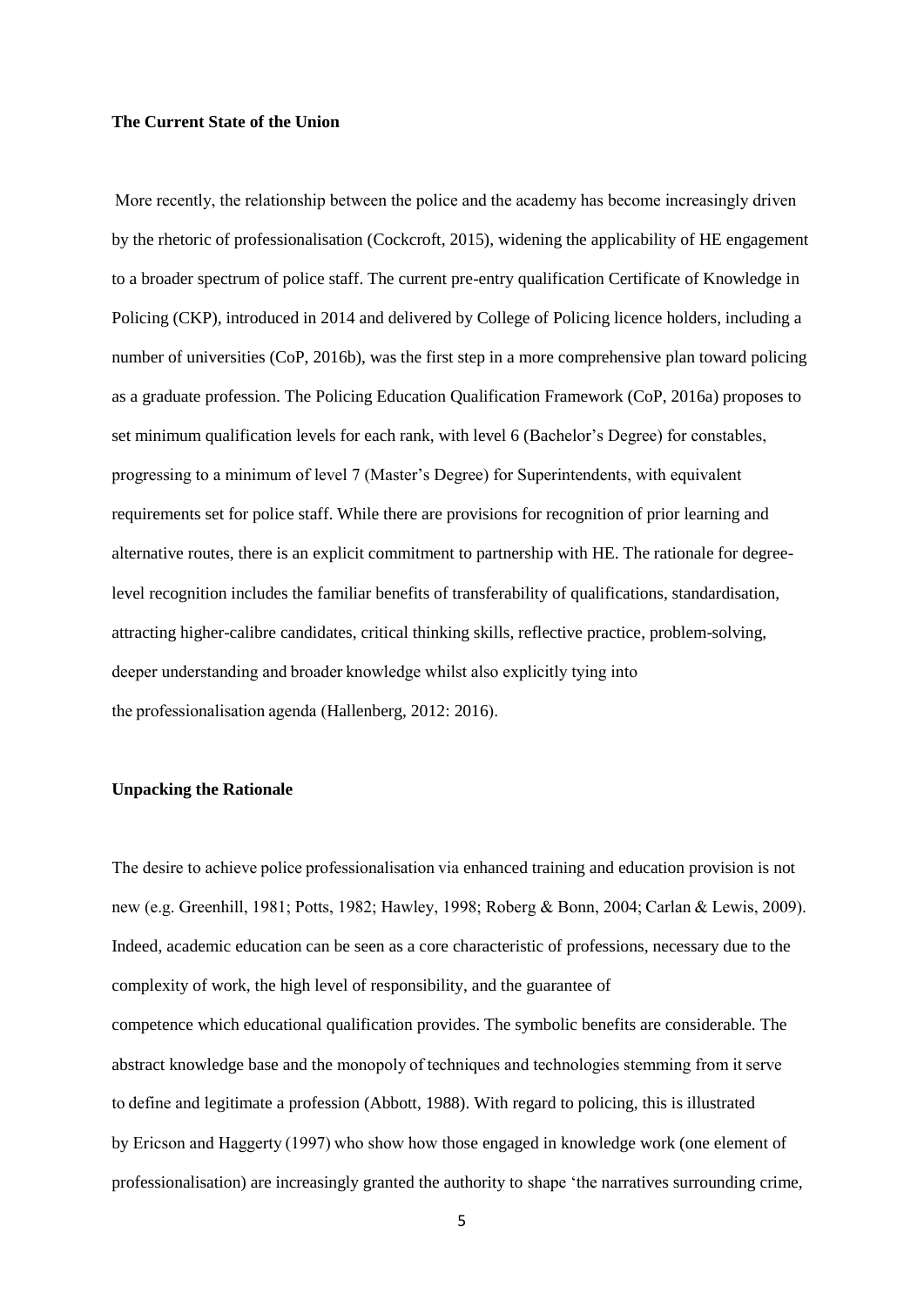**The Current State of the Union**

More recently, the relationship between the police and the academy has become increasingly driven by the rhetoric of professionalisation (Cockcroft, 2015), widening the applicability of HE engagement to a broader spectrum of police staff. The current pre-entry qualification Certificate of Knowledge in Policing (CKP), introduced in 2014 and delivered by College of Policing licence holders, including a number of universities (CoP, 2016b), was the first step in a more comprehensive plan toward policing as a graduate profession. The Policing Education Qualification Framework (CoP, 2016a) proposes to set minimum qualification levels for each rank, with level 6 (Bachelor's Degree) for constables, progressing to a minimum of level 7 (Master's Degree) for Superintendents, with equivalent requirements set for police staff. While there are provisions for recognition of prior learning and alternative routes, there is an explicit commitment to partnership with HE. The rationale for degree-level recognition includes the familiar benefits of transferability of qualifications, standardisation, attracting higher-calibre candidates, critical thinking skills, reflective practice, problem-solving, deeper understanding and broader knowledge whilst also explicitly tying into the professionalisation agenda (Hallenberg, 2012: 2016).

**Unpacking the Rationale**

The desire to achieve police professionalisation via enhanced training and education provision is not new (e.g. Greenhill, 1981; Potts, 1982; Hawley, 1998; Roberg & Bonn, 2004; Carlan & Lewis, 2009). Indeed, academic education can be seen as a core characteristic of professions, necessary due to the complexity of work, the high level of responsibility, and the guarantee of competence which educational qualification provides. The symbolic benefits are considerable. The abstract knowledge base and the monopoly of techniques and technologies stemming from it serve to define and legitimate a profession (Abbott, 1988). With regard to policing, this is illustrated by Ericson and Haggerty (1997) who show how those engaged in knowledge work (one element of professionalisation) are increasingly granted the authority to shape 'the narratives surrounding crime,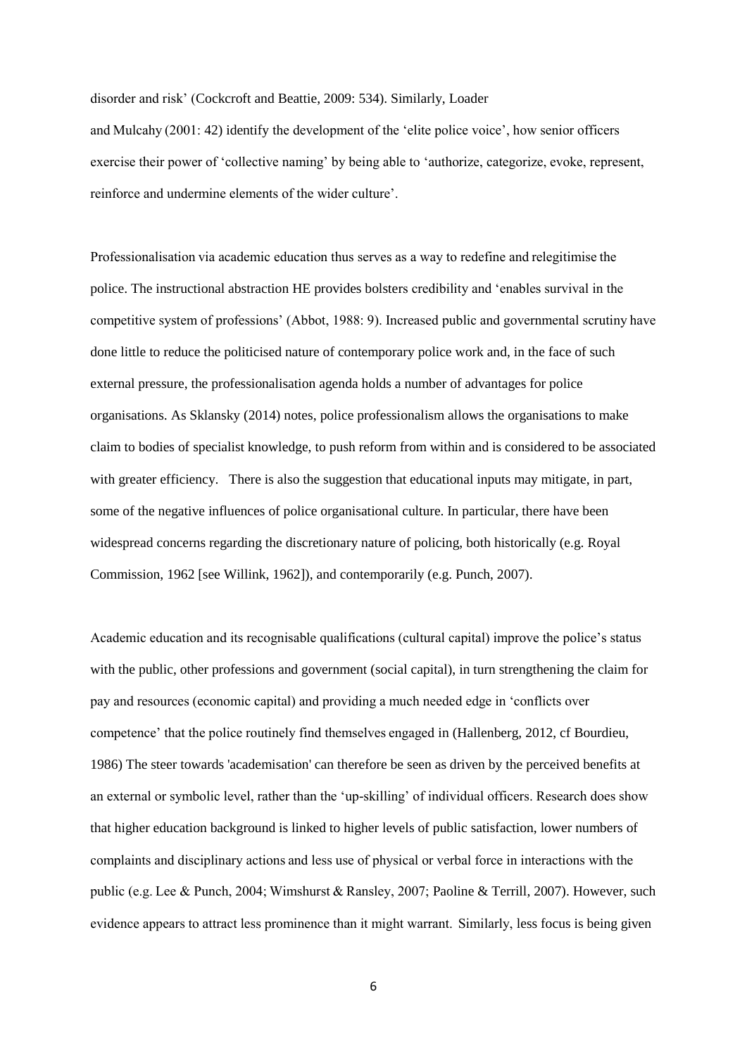disorder and risk' (Cockcroft and Beattie, 2009: 534). Similarly, Loader and Mulcahy (2001: 42) identify the development of the 'elite police voice', how senior officers exercise their power of 'collective naming' by being able to 'authorize, categorize, evoke, represent, reinforce and undermine elements of the wider culture'.

Professionalisation via academic education thus serves as a way to redefine and relegitimise the police. The instructional abstraction HE provides bolsters credibility and 'enables survival in the competitive system of professions' (Abbot, 1988: 9). Increased public and governmental scrutiny have done little to reduce the politicised nature of contemporary police work and, in the face of such external pressure, the professionalisation agenda holds a number of advantages for police organisations. As Sklansky (2014) notes, police professionalism allows the organisations to make claim to bodies of specialist knowledge, to push reform from within and is considered to be associated with greater efficiency. There is also the suggestion that educational inputs may mitigate, in part, some of the negative influences of police organisational culture. In particular, there have been widespread concerns regarding the discretionary nature of policing, both historically (e.g. Royal Commission, 1962 [see Willink, 1962]), and contemporarily (e.g. Punch, 2007).

Academic education and its recognisable qualifications (cultural capital) improve the police's status with the public, other professions and government (social capital), in turn strengthening the claim for pay and resources (economic capital) and providing a much needed edge in 'conflicts over competence' that the police routinely find themselves engaged in (Hallenberg, 2012, cf Bourdieu, 1986) The steer towards 'academisation' can therefore be seen as driven by the perceived benefits at an external or symbolic level, rather than the 'up-skilling' of individual officers. Research does show that higher education background is linked to higher levels of public satisfaction, lower numbers of complaints and disciplinary actions and less use of physical or verbal force in interactions with the public (e.g. Lee & Punch, 2004; Wimshurst & Ransley, 2007; Paoline & Terrill, 2007). However, such evidence appears to attract less prominence than it might warrant. Similarly, less focus is being given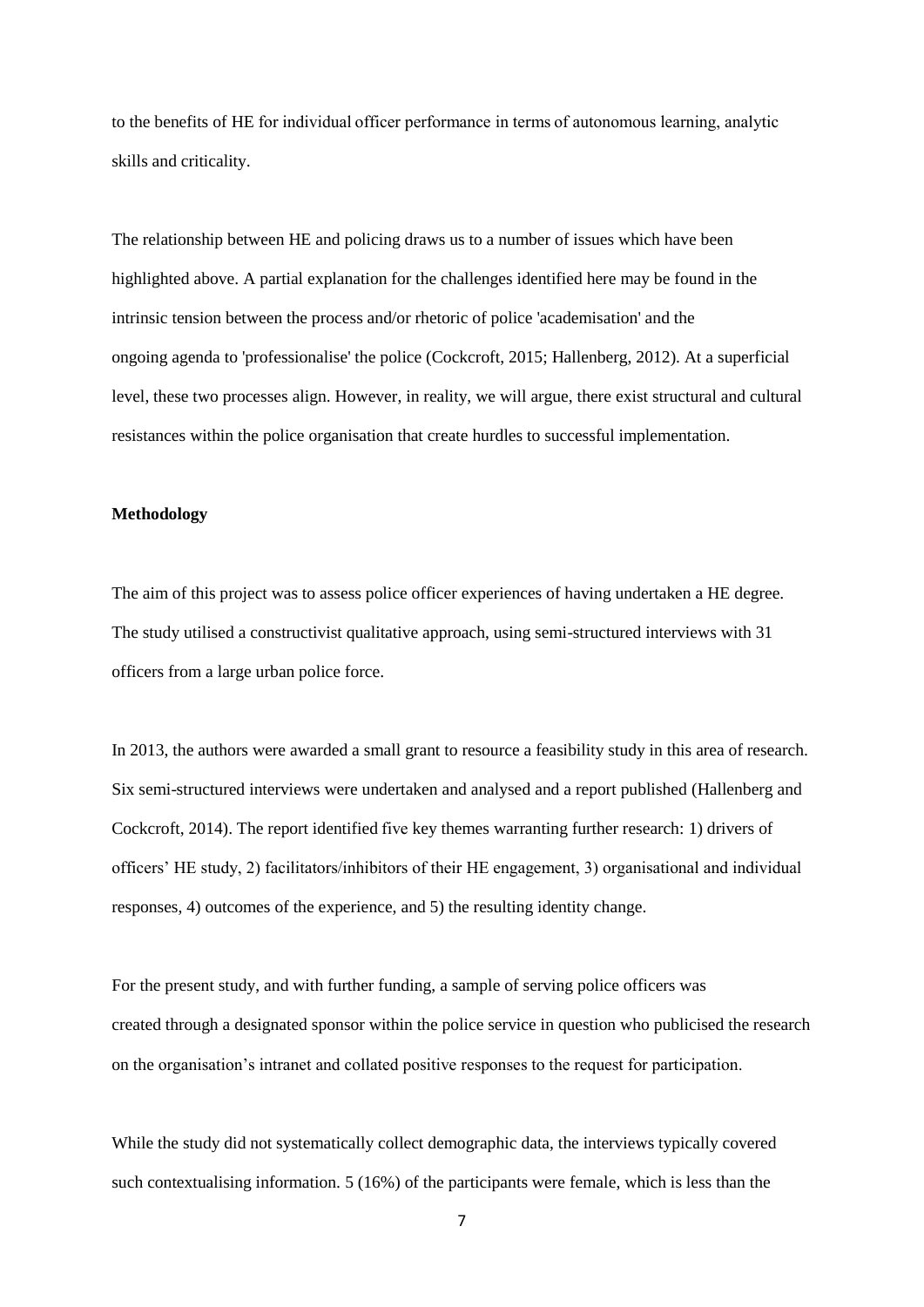to the benefits of HE for individual officer performance in terms of autonomous learning, analytic skills and criticality.

The relationship between HE and policing draws us to a number of issues which have been highlighted above. A partial explanation for the challenges identified here may be found in the intrinsic tension between the process and/or rhetoric of police 'academisation' and the ongoing agenda to 'professionalise' the police (Cockcroft, 2015; Hallenberg, 2012). At a superficial level, these two processes align. However, in reality, we will argue, there exist structural and cultural resistances within the police organisation that create hurdles to successful implementation.

**Methodology**

The aim of this project was to assess police officer experiences of having undertaken a HE degree. The study utilised a constructivist qualitative approach, using semi-structured interviews with 31 officers from a large urban police force.

In 2013, the authors were awarded a small grant to resource a feasibility study in this area of research. Six semi-structured interviews were undertaken and analysed and a report published (Hallenberg and Cockcroft, 2014). The report identified five key themes warranting further research: 1) drivers of officers' HE study, 2) facilitators/inhibitors of their HE engagement, 3) organisational and individual responses, 4) outcomes of the experience, and 5) the resulting identity change.

For the present study, and with further funding, a sample of serving police officers was created through a designated sponsor within the police service in question who publicised the research on the organisation's intranet and collated positive responses to the request for participation.

While the study did not systematically collect demographic data, the interviews typically covered such contextualising information. 5 (16%) of the participants were female, which is less than the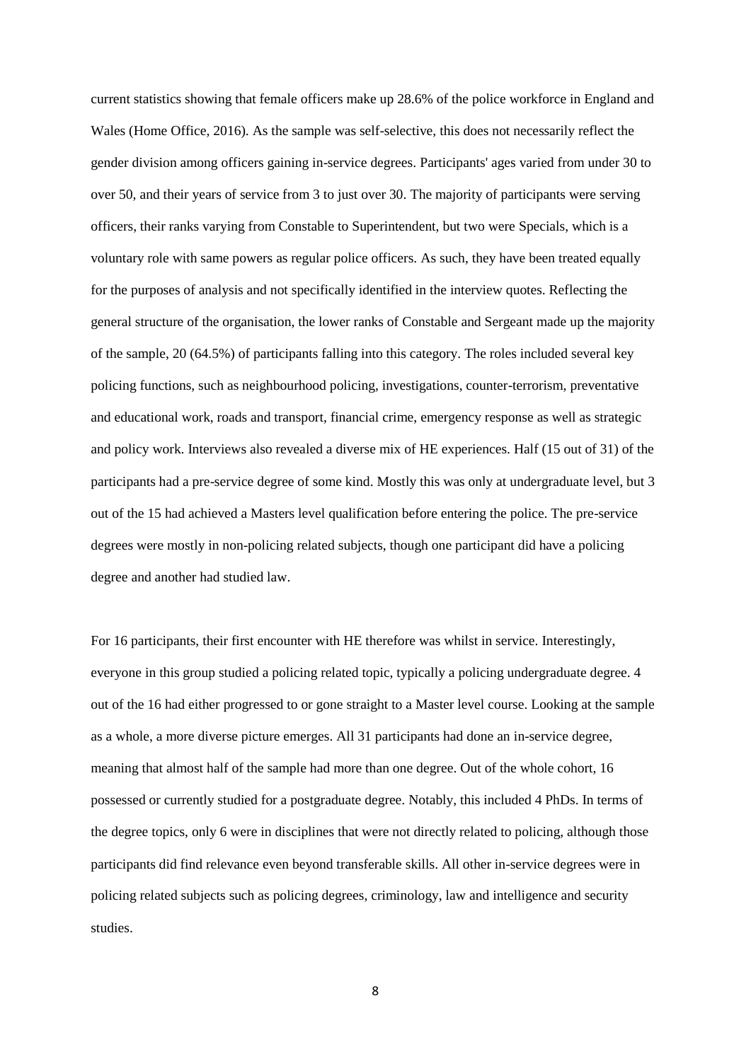current statistics showing that female officers make up 28.6% of the police workforce in England and Wales (Home Office, 2016). As the sample was self-selective, this does not necessarily reflect the gender division among officers gaining in-service degrees. Participants' ages varied from under 30 to over 50, and their years of service from 3 to just over 30. The majority of participants were serving officers, their ranks varying from Constable to Superintendent, but two were Specials, which is a voluntary role with same powers as regular police officers. As such, they have been treated equally for the purposes of analysis and not specifically identified in the interview quotes. Reflecting the general structure of the organisation, the lower ranks of Constable and Sergeant made up the majority of the sample, 20 (64.5%) of participants falling into this category. The roles included several key policing functions, such as neighbourhood policing, investigations, counter-terrorism, preventative and educational work, roads and transport, financial crime, emergency response as well as strategic and policy work. Interviews also revealed a diverse mix of HE experiences. Half (15 out of 31) of the participants had a pre-service degree of some kind. Mostly this was only at undergraduate level, but 3 out of the 15 had achieved a Masters level qualification before entering the police. The pre-service degrees were mostly in non-policing related subjects, though one participant did have a policing degree and another had studied law.

For 16 participants, their first encounter with HE therefore was whilst in service. Interestingly, everyone in this group studied a policing related topic, typically a policing undergraduate degree. 4 out of the 16 had either progressed to or gone straight to a Master level course. Looking at the sample as a whole, a more diverse picture emerges. All 31 participants had done an in-service degree, meaning that almost half of the sample had more than one degree. Out of the whole cohort, 16 possessed or currently studied for a postgraduate degree. Notably, this included 4 PhDs. In terms of the degree topics, only 6 were in disciplines that were not directly related to policing, although those participants did find relevance even beyond transferable skills. All other in-service degrees were in policing related subjects such as policing degrees, criminology, law and intelligence and security studies.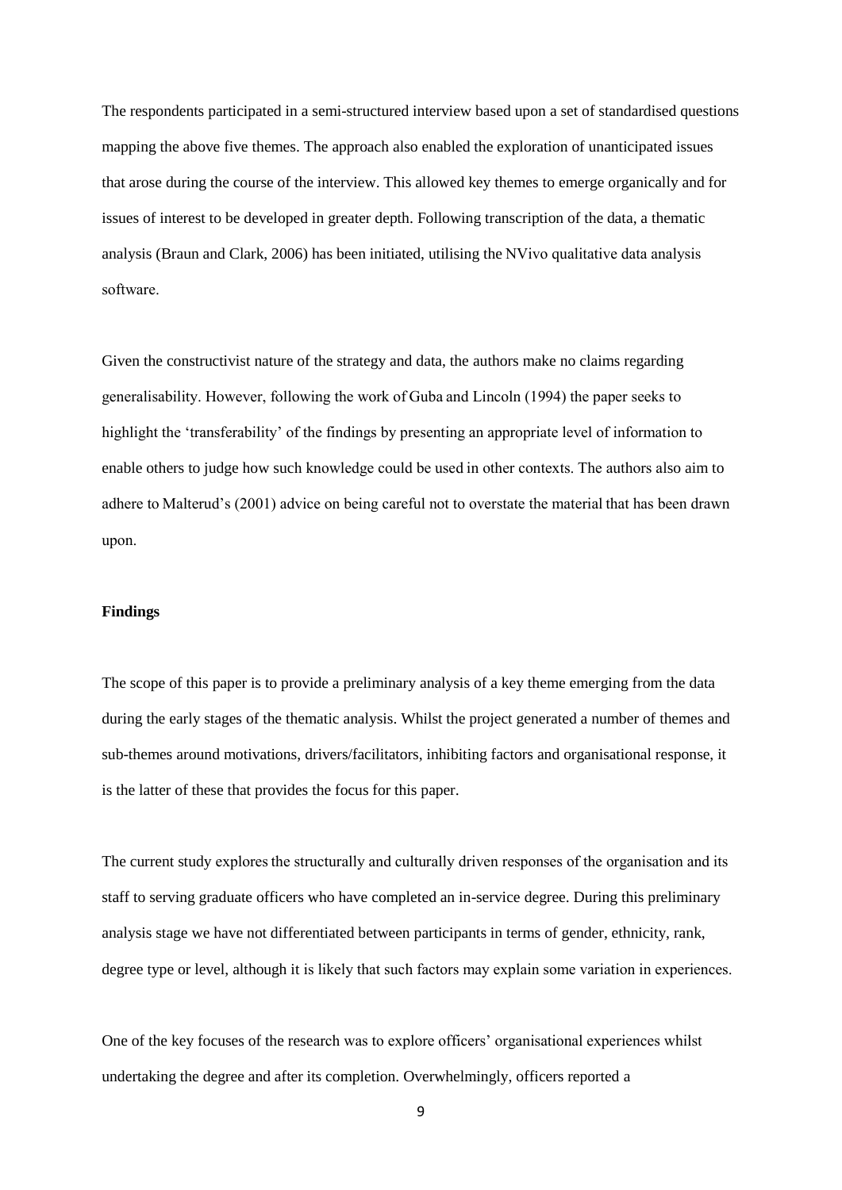The respondents participated in a semi-structured interview based upon a set of standardised questions mapping the above five themes. The approach also enabled the exploration of unanticipated issues that arose during the course of the interview. This allowed key themes to emerge organically and for issues of interest to be developed in greater depth. Following transcription of the data, a thematic analysis (Braun and Clark, 2006) has been initiated, utilising the NVivo qualitative data analysis software.

Given the constructivist nature of the strategy and data, the authors make no claims regarding generalisability. However, following the work of Guba and Lincoln (1994) the paper seeks to highlight the 'transferability' of the findings by presenting an appropriate level of information to enable others to judge how such knowledge could be used in other contexts. The authors also aim to adhere to Malterud's (2001) advice on being careful not to overstate the material that has been drawn upon.

**Findings**

The scope of this paper is to provide a preliminary analysis of a key theme emerging from the data during the early stages of the thematic analysis. Whilst the project generated a number of themes and sub-themes around motivations, drivers/facilitators, inhibiting factors and organisational response, it is the latter of these that provides the focus for this paper.

The current study explores the structurally and culturally driven responses of the organisation and its staff to serving graduate officers who have completed an in-service degree. During this preliminary analysis stage we have not differentiated between participants in terms of gender, ethnicity, rank, degree type or level, although it is likely that such factors may explain some variation in experiences.

One of the key focuses of the research was to explore officers' organisational experiences whilst undertaking the degree and after its completion. Overwhelmingly, officers reported a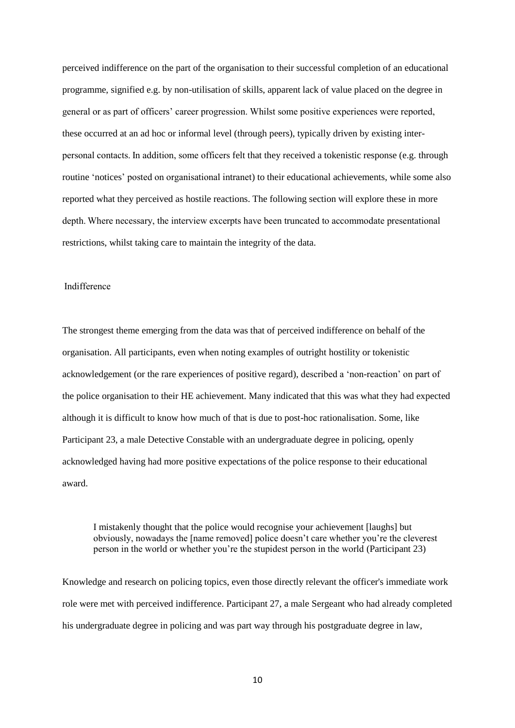perceived indifference on the part of the organisation to their successful completion of an educational programme, signified e.g. by non-utilisation of skills, apparent lack of value placed on the degree in general or as part of officers' career progression. Whilst some positive experiences were reported, these occurred at an ad hoc or informal level (through peers), typically driven by existing inter-personal contacts. In addition, some officers felt that they received a tokenistic response (e.g. through routine 'notices' posted on organisational intranet) to their educational achievements, while some also reported what they perceived as hostile reactions. The following section will explore these in more depth. Where necessary, the interview excerpts have been truncated to accommodate presentational restrictions, whilst taking care to maintain the integrity of the data.

## Indifference

The strongest theme emerging from the data was that of perceived indifference on behalf of the organisation. All participants, even when noting examples of outright hostility or tokenistic acknowledgement (or the rare experiences of positive regard), described a 'non-reaction' on part of the police organisation to their HE achievement. Many indicated that this was what they had expected although it is difficult to know how much of that is due to post-hoc rationalisation. Some, like Participant 23, a male Detective Constable with an undergraduate degree in policing, openly acknowledged having had more positive expectations of the police response to their educational award.

> I mistakenly thought that the police would recognise your achievement [laughs] but obviously, nowadays the [name removed] police doesn't care whether you're the cleverest person in the world or whether you're the stupidest person in the world (Participant 23)

Knowledge and research on policing topics, even those directly relevant the officer's immediate work role were met with perceived indifference. Participant 27, a male Sergeant who had already completed his undergraduate degree in policing and was part way through his postgraduate degree in law,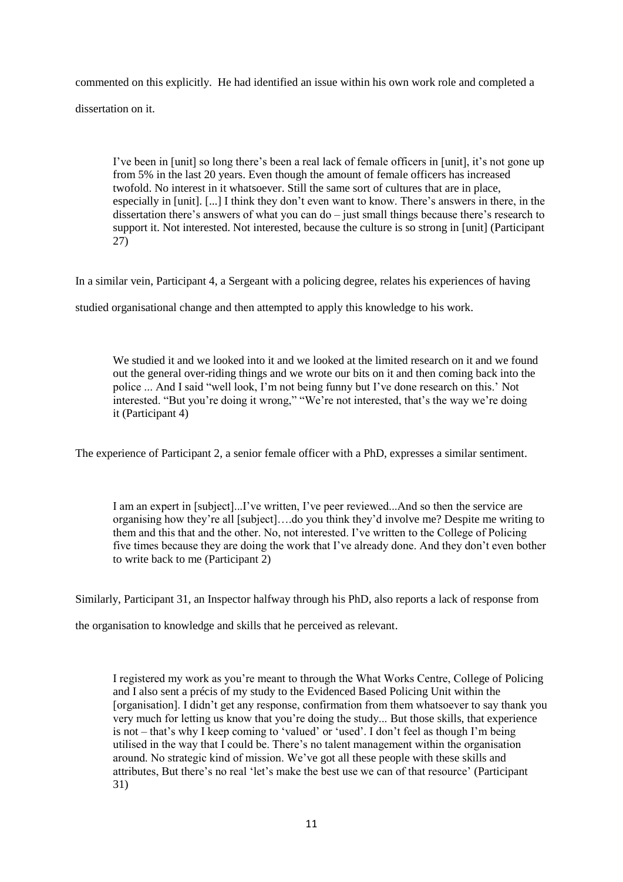commented on this explicitly. He had identified an issue within his own work role and completed a dissertation on it.

> I've been in [unit] so long there's been a real lack of female officers in [unit], it's not gone up from 5% in the last 20 years. Even though the amount of female officers has increased twofold. No interest in it whatsoever. Still the same sort of cultures that are in place, especially in [unit]. [...] I think they don't even want to know. There's answers in there, in the dissertation there's answers of what you can do – just small things because there's research to support it. Not interested. Not interested, because the culture is so strong in [unit] (Participant 27)

In a similar vein, Participant 4, a Sergeant with a policing degree, relates his experiences of having studied organisational change and then attempted to apply this knowledge to his work.

> We studied it and we looked into it and we looked at the limited research on it and we found out the general over-riding things and we wrote our bits on it and then coming back into the police ... And I said "well look, I'm not being funny but I've done research on this.' Not interested. "But you're doing it wrong," "We're not interested, that's the way we're doing it (Participant 4)

The experience of Participant 2, a senior female officer with a PhD, expresses a similar sentiment.

> I am an expert in [subject]...I've written, I've peer reviewed...And so then the service are organising how they're all [subject]….do you think they'd involve me? Despite me writing to them and this that and the other. No, not interested. I've written to the College of Policing five times because they are doing the work that I've already done. And they don't even bother to write back to me (Participant 2)

Similarly, Participant 31, an Inspector halfway through his PhD, also reports a lack of response from the organisation to knowledge and skills that he perceived as relevant.

> I registered my work as you're meant to through the What Works Centre, College of Policing and I also sent a précis of my study to the Evidenced Based Policing Unit within the [organisation]. I didn't get any response, confirmation from them whatsoever to say thank you very much for letting us know that you're doing the study... But those skills, that experience is not – that's why I keep coming to 'valued' or 'used'. I don't feel as though I'm being utilised in the way that I could be. There's no talent management within the organisation around. No strategic kind of mission. We've got all these people with these skills and attributes, But there's no real 'let's make the best use we can of that resource' (Participant 31)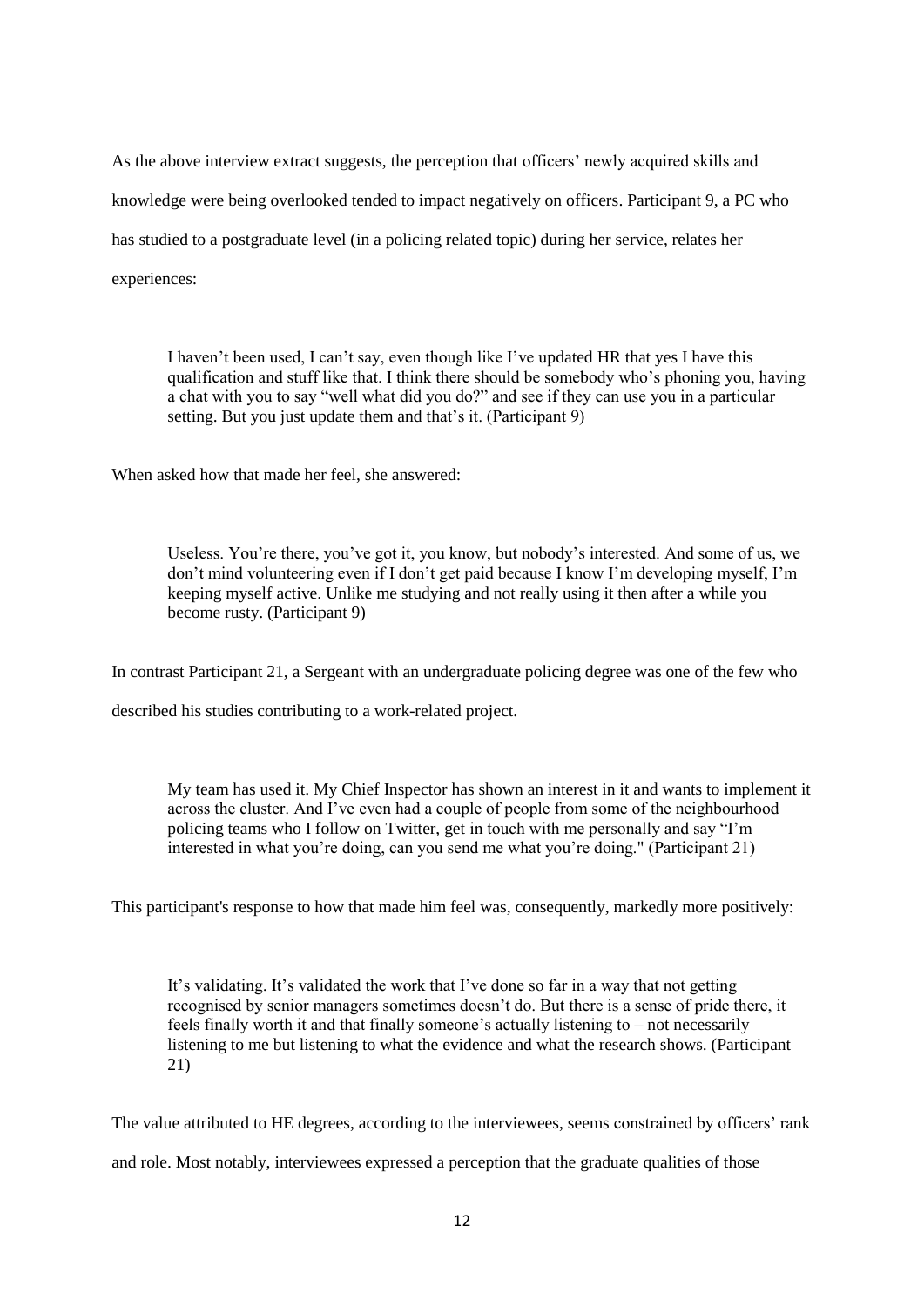As the above interview extract suggests, the perception that officers' newly acquired skills and knowledge were being overlooked tended to impact negatively on officers. Participant 9, a PC who has studied to a postgraduate level (in a policing related topic) during her service, relates her experiences:

> I haven't been used, I can't say, even though like I've updated HR that yes I have this qualification and stuff like that. I think there should be somebody who's phoning you, having a chat with you to say "well what did you do?" and see if they can use you in a particular setting. But you just update them and that's it. (Participant 9)

When asked how that made her feel, she answered:

> Useless. You're there, you've got it, you know, but nobody's interested. And some of us, we don't mind volunteering even if I don't get paid because I know I'm developing myself, I'm keeping myself active. Unlike me studying and not really using it then after a while you become rusty. (Participant 9)

In contrast Participant 21, a Sergeant with an undergraduate policing degree was one of the few who described his studies contributing to a work-related project.

> My team has used it. My Chief Inspector has shown an interest in it and wants to implement it across the cluster. And I've even had a couple of people from some of the neighbourhood policing teams who I follow on Twitter, get in touch with me personally and say "I'm interested in what you're doing, can you send me what you're doing." (Participant 21)

This participant's response to how that made him feel was, consequently, markedly more positively:

> It's validating. It's validated the work that I've done so far in a way that not getting recognised by senior managers sometimes doesn't do. But there is a sense of pride there, it feels finally worth it and that finally someone's actually listening to – not necessarily listening to me but listening to what the evidence and what the research shows. (Participant 21)

The value attributed to HE degrees, according to the interviewees, seems constrained by officers' rank and role. Most notably, interviewees expressed a perception that the graduate qualities of those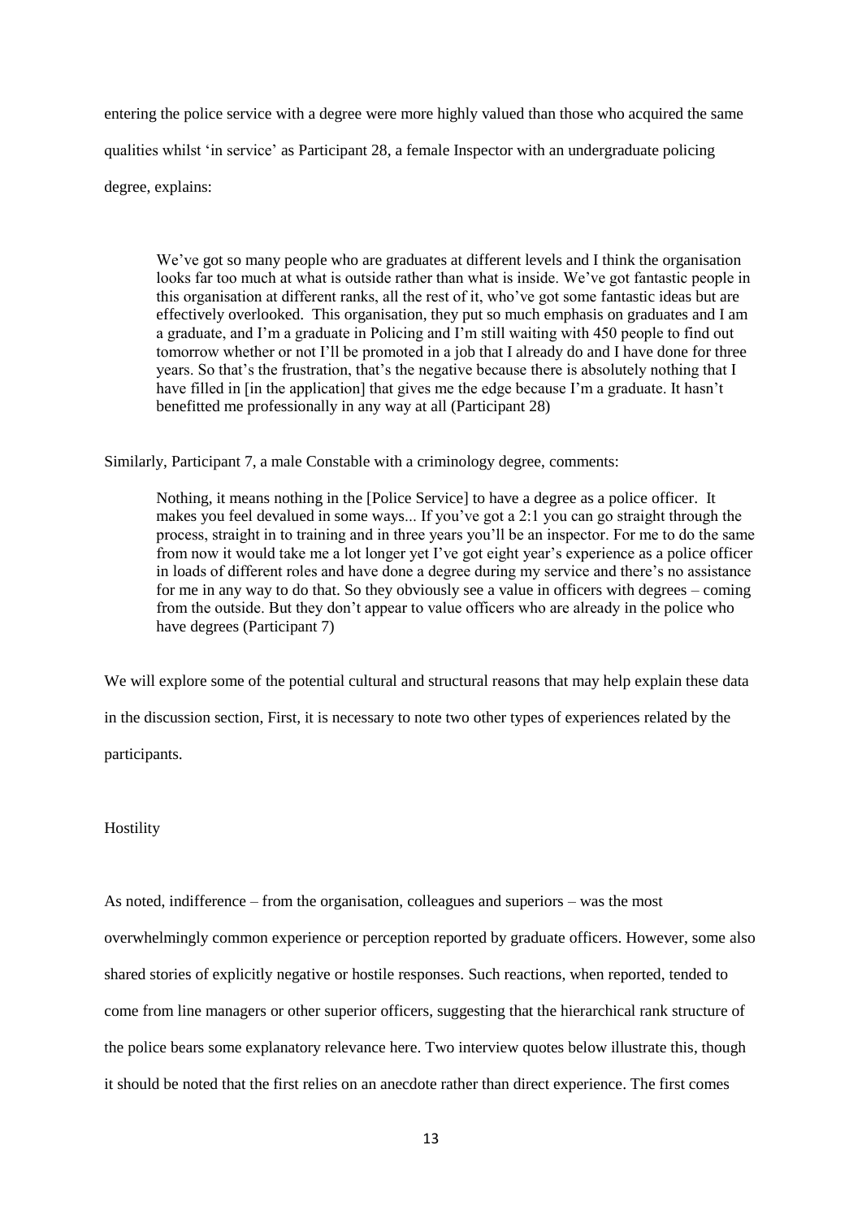entering the police service with a degree were more highly valued than those who acquired the same qualities whilst 'in service' as Participant 28, a female Inspector with an undergraduate policing degree, explains:

> We've got so many people who are graduates at different levels and I think the organisation looks far too much at what is outside rather than what is inside. We've got fantastic people in this organisation at different ranks, all the rest of it, who've got some fantastic ideas but are effectively overlooked. This organisation, they put so much emphasis on graduates and I am a graduate, and I'm a graduate in Policing and I'm still waiting with 450 people to find out tomorrow whether or not I'll be promoted in a job that I already do and I have done for three years. So that's the frustration, that's the negative because there is absolutely nothing that I have filled in [in the application] that gives me the edge because I'm a graduate. It hasn't benefitted me professionally in any way at all (Participant 28)

Similarly, Participant 7, a male Constable with a criminology degree, comments:

> Nothing, it means nothing in the [Police Service] to have a degree as a police officer. It makes you feel devalued in some ways... If you've got a 2:1 you can go straight through the process, straight in to training and in three years you'll be an inspector. For me to do the same from now it would take me a lot longer yet I've got eight year's experience as a police officer in loads of different roles and have done a degree during my service and there's no assistance for me in any way to do that. So they obviously see a value in officers with degrees – coming from the outside. But they don't appear to value officers who are already in the police who have degrees (Participant 7)

We will explore some of the potential cultural and structural reasons that may help explain these data in the discussion section, First, it is necessary to note two other types of experiences related by the participants.

### Hostility

As noted, indifference – from the organisation, colleagues and superiors – was the most overwhelmingly common experience or perception reported by graduate officers. However, some also shared stories of explicitly negative or hostile responses. Such reactions, when reported, tended to come from line managers or other superior officers, suggesting that the hierarchical rank structure of the police bears some explanatory relevance here. Two interview quotes below illustrate this, though it should be noted that the first relies on an anecdote rather than direct experience. The first comes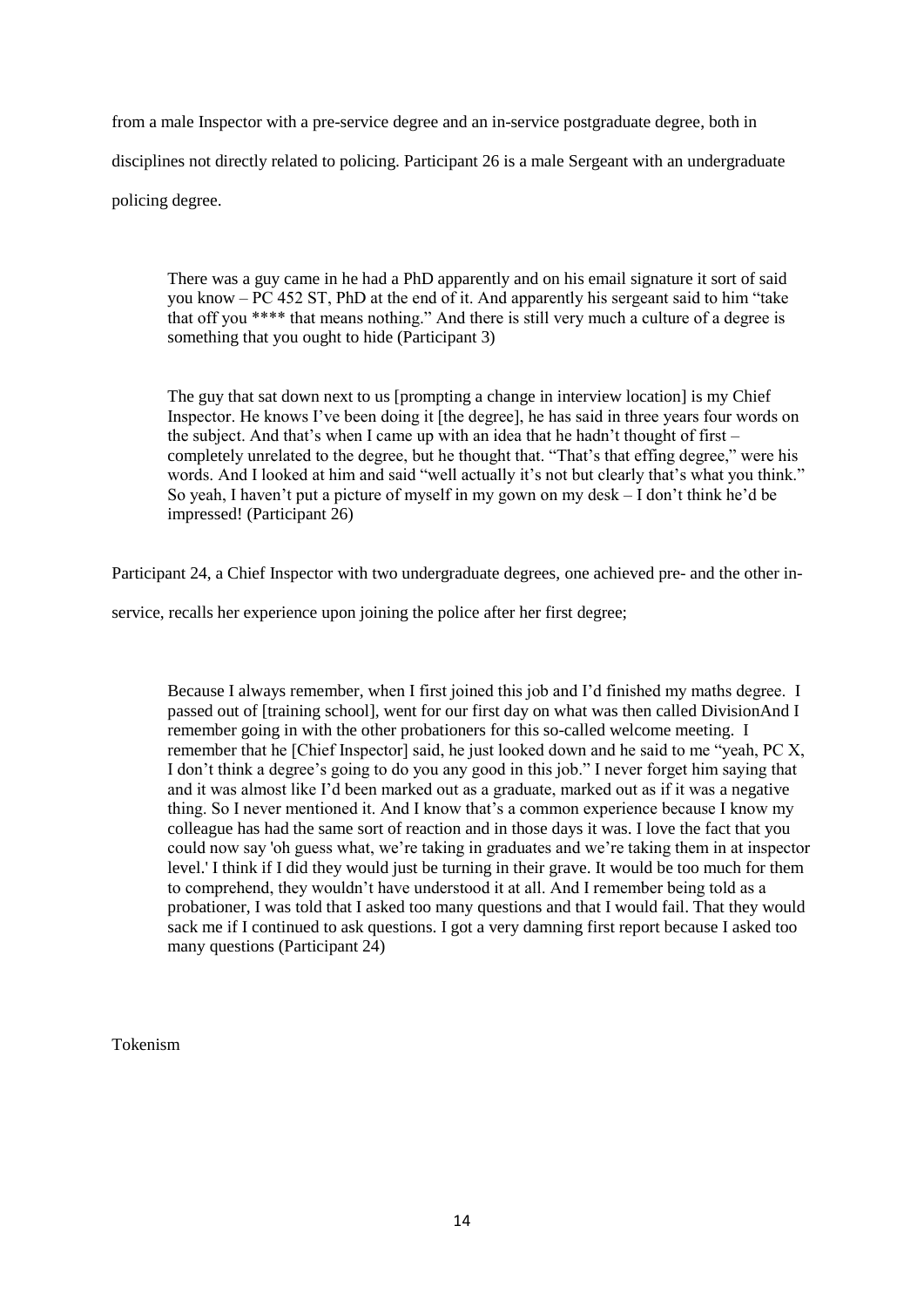from a male Inspector with a pre-service degree and an in-service postgraduate degree, both in disciplines not directly related to policing. Participant 26 is a male Sergeant with an undergraduate policing degree.

> There was a guy came in he had a PhD apparently and on his email signature it sort of said you know – PC 452 ST, PhD at the end of it. And apparently his sergeant said to him "take that off you **** that means nothing." And there is still very much a culture of a degree is something that you ought to hide (Participant 3)

> The guy that sat down next to us [prompting a change in interview location] is my Chief Inspector. He knows I've been doing it [the degree], he has said in three years four words on the subject. And that's when I came up with an idea that he hadn't thought of first – completely unrelated to the degree, but he thought that. "That's that effing degree," were his words. And I looked at him and said "well actually it's not but clearly that's what you think." So yeah, I haven't put a picture of myself in my gown on my desk – I don't think he'd be impressed! (Participant 26)

Participant 24, a Chief Inspector with two undergraduate degrees, one achieved pre- and the other in-service, recalls her experience upon joining the police after her first degree;

> Because I always remember, when I first joined this job and I'd finished my maths degree. I passed out of [training school], went for our first day on what was then called DivisionAnd I remember going in with the other probationers for this so-called welcome meeting. I remember that he [Chief Inspector] said, he just looked down and he said to me "yeah, PC X, I don't think a degree's going to do you any good in this job." I never forget him saying that and it was almost like I'd been marked out as a graduate, marked out as if it was a negative thing. So I never mentioned it. And I know that's a common experience because I know my colleague has had the same sort of reaction and in those days it was. I love the fact that you could now say 'oh guess what, we're taking in graduates and we're taking them in at inspector level.' I think if I did they would just be turning in their grave. It would be too much for them to comprehend, they wouldn't have understood it at all. And I remember being told as a probationer, I was told that I asked too many questions and that I would fail. That they would sack me if I continued to ask questions. I got a very damning first report because I asked too many questions (Participant 24)

## Tokenism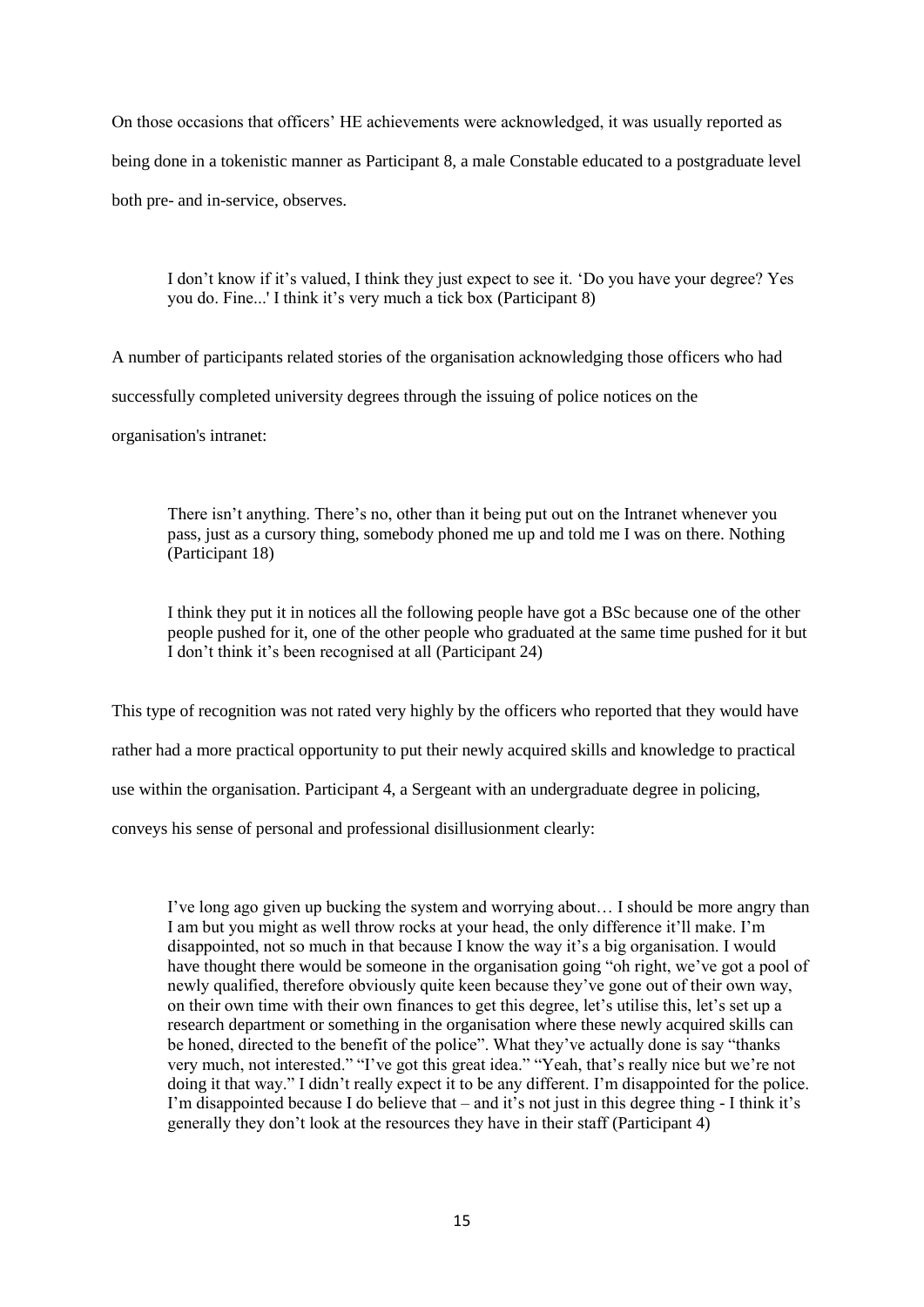On those occasions that officers' HE achievements were acknowledged, it was usually reported as being done in a tokenistic manner as Participant 8, a male Constable educated to a postgraduate level both pre- and in-service, observes.

> I don't know if it's valued, I think they just expect to see it. 'Do you have your degree? Yes you do. Fine...' I think it's very much a tick box (Participant 8)

A number of participants related stories of the organisation acknowledging those officers who had successfully completed university degrees through the issuing of police notices on the organisation's intranet:

> There isn't anything. There's no, other than it being put out on the Intranet whenever you pass, just as a cursory thing, somebody phoned me up and told me I was on there. Nothing (Participant 18)

> I think they put it in notices all the following people have got a BSc because one of the other people pushed for it, one of the other people who graduated at the same time pushed for it but I don't think it's been recognised at all (Participant 24)

This type of recognition was not rated very highly by the officers who reported that they would have rather had a more practical opportunity to put their newly acquired skills and knowledge to practical use within the organisation. Participant 4, a Sergeant with an undergraduate degree in policing, conveys his sense of personal and professional disillusionment clearly:

> I've long ago given up bucking the system and worrying about… I should be more angry than I am but you might as well throw rocks at your head, the only difference it'll make. I'm disappointed, not so much in that because I know the way it's a big organisation. I would have thought there would be someone in the organisation going "oh right, we've got a pool of newly qualified, therefore obviously quite keen because they've gone out of their own way, on their own time with their own finances to get this degree, let's utilise this, let's set up a research department or something in the organisation where these newly acquired skills can be honed, directed to the benefit of the police". What they've actually done is say "thanks very much, not interested." "I've got this great idea." "Yeah, that's really nice but we're not doing it that way." I didn't really expect it to be any different. I'm disappointed for the police. I'm disappointed because I do believe that – and it's not just in this degree thing - I think it's generally they don't look at the resources they have in their staff (Participant 4)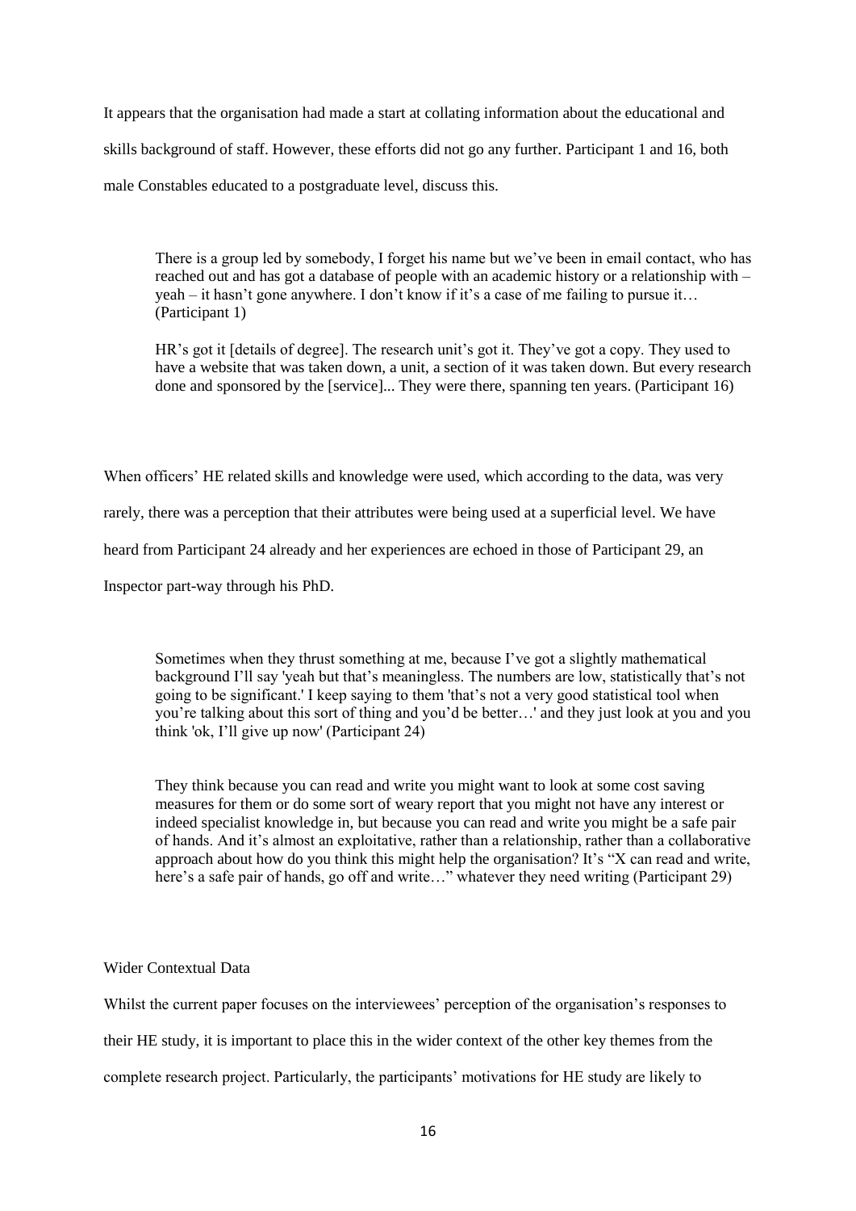It appears that the organisation had made a start at collating information about the educational and skills background of staff. However, these efforts did not go any further. Participant 1 and 16, both male Constables educated to a postgraduate level, discuss this.

> There is a group led by somebody, I forget his name but we've been in email contact, who has reached out and has got a database of people with an academic history or a relationship with – yeah – it hasn't gone anywhere. I don't know if it's a case of me failing to pursue it… (Participant 1)

> HR's got it [details of degree]. The research unit's got it. They've got a copy. They used to have a website that was taken down, a unit, a section of it was taken down. But every research done and sponsored by the [service]... They were there, spanning ten years. (Participant 16)

When officers' HE related skills and knowledge were used, which according to the data, was very rarely, there was a perception that their attributes were being used at a superficial level. We have heard from Participant 24 already and her experiences are echoed in those of Participant 29, an Inspector part-way through his PhD.

> Sometimes when they thrust something at me, because I've got a slightly mathematical background I'll say 'yeah but that's meaningless. The numbers are low, statistically that's not going to be significant.' I keep saying to them 'that's not a very good statistical tool when you're talking about this sort of thing and you'd be better…' and they just look at you and you think 'ok, I'll give up now' (Participant 24)

> They think because you can read and write you might want to look at some cost saving measures for them or do some sort of weary report that you might not have any interest or indeed specialist knowledge in, but because you can read and write you might be a safe pair of hands. And it's almost an exploitative, rather than a relationship, rather than a collaborative approach about how do you think this might help the organisation? It's "X can read and write, here's a safe pair of hands, go off and write…" whatever they need writing (Participant 29)

Wider Contextual Data

Whilst the current paper focuses on the interviewees' perception of the organisation's responses to their HE study, it is important to place this in the wider context of the other key themes from the complete research project. Particularly, the participants' motivations for HE study are likely to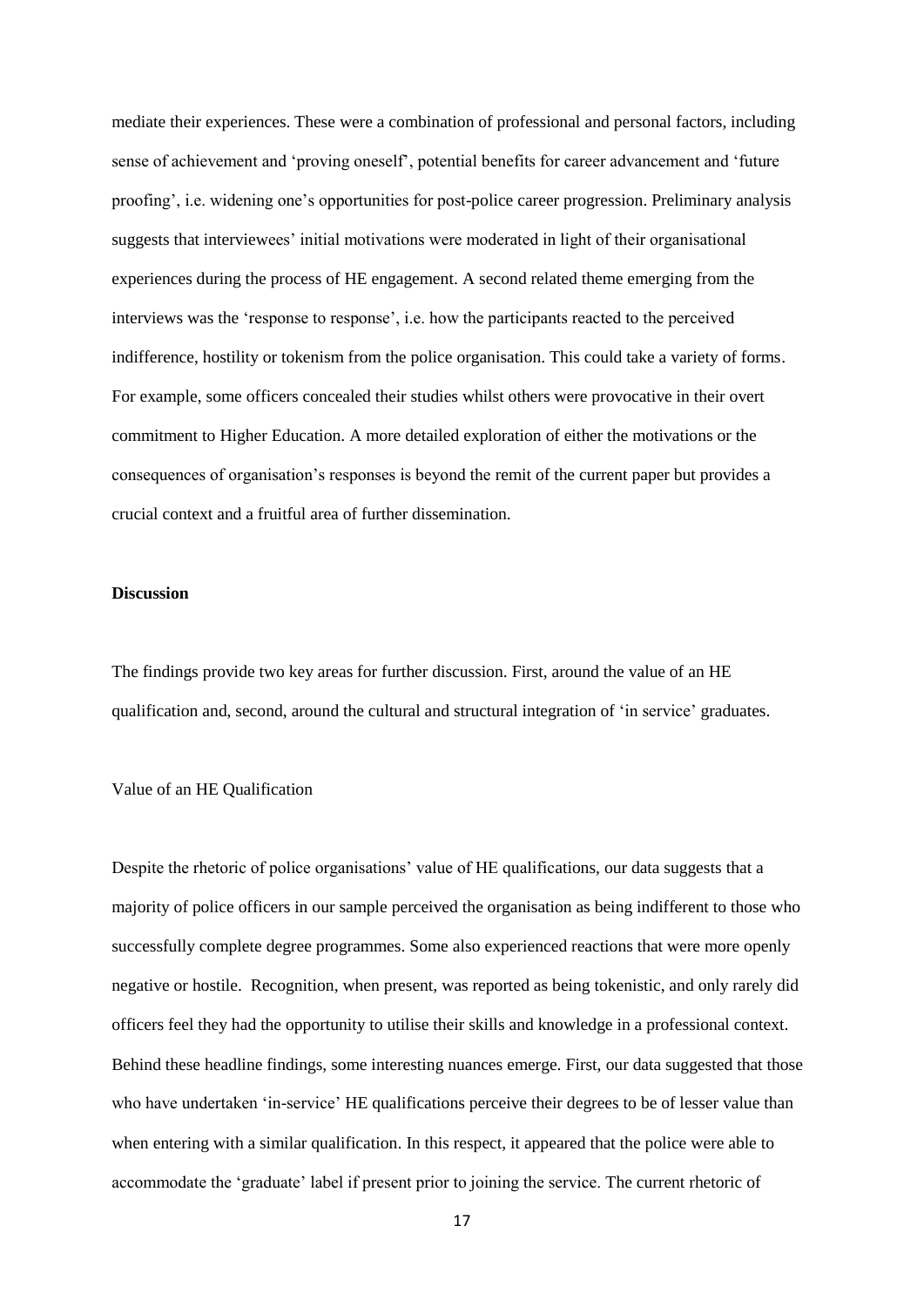mediate their experiences. These were a combination of professional and personal factors, including sense of achievement and 'proving oneself', potential benefits for career advancement and 'future proofing', i.e. widening one's opportunities for post-police career progression. Preliminary analysis suggests that interviewees' initial motivations were moderated in light of their organisational experiences during the process of HE engagement. A second related theme emerging from the interviews was the 'response to response', i.e. how the participants reacted to the perceived indifference, hostility or tokenism from the police organisation. This could take a variety of forms. For example, some officers concealed their studies whilst others were provocative in their overt commitment to Higher Education. A more detailed exploration of either the motivations or the consequences of organisation's responses is beyond the remit of the current paper but provides a crucial context and a fruitful area of further dissemination.

## Discussion

The findings provide two key areas for further discussion. First, around the value of an HE qualification and, second, around the cultural and structural integration of 'in service' graduates.

### Value of an HE Qualification

Despite the rhetoric of police organisations' value of HE qualifications, our data suggests that a majority of police officers in our sample perceived the organisation as being indifferent to those who successfully complete degree programmes. Some also experienced reactions that were more openly negative or hostile. Recognition, when present, was reported as being tokenistic, and only rarely did officers feel they had the opportunity to utilise their skills and knowledge in a professional context. Behind these headline findings, some interesting nuances emerge. First, our data suggested that those who have undertaken 'in-service' HE qualifications perceive their degrees to be of lesser value than when entering with a similar qualification. In this respect, it appeared that the police were able to accommodate the 'graduate' label if present prior to joining the service. The current rhetoric of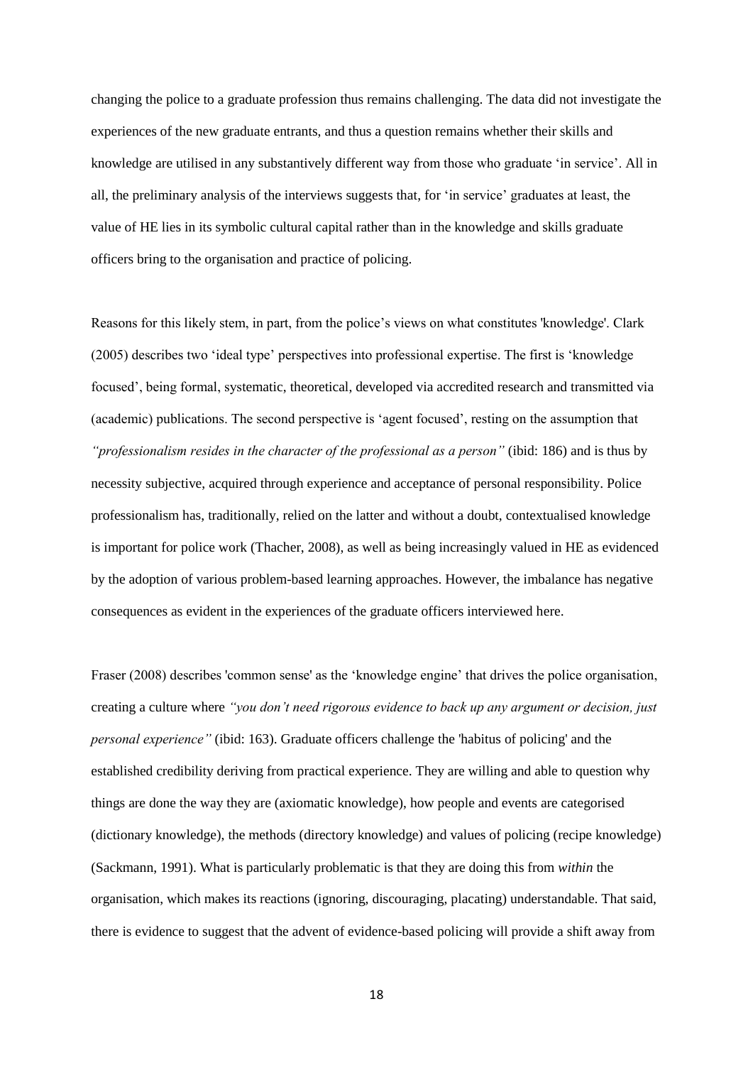changing the police to a graduate profession thus remains challenging. The data did not investigate the experiences of the new graduate entrants, and thus a question remains whether their skills and knowledge are utilised in any substantively different way from those who graduate 'in service'. All in all, the preliminary analysis of the interviews suggests that, for 'in service' graduates at least, the value of HE lies in its symbolic cultural capital rather than in the knowledge and skills graduate officers bring to the organisation and practice of policing.

Reasons for this likely stem, in part, from the police's views on what constitutes 'knowledge'. Clark (2005) describes two 'ideal type' perspectives into professional expertise. The first is 'knowledge focused', being formal, systematic, theoretical, developed via accredited research and transmitted via (academic) publications. The second perspective is 'agent focused', resting on the assumption that *"professionalism resides in the character of the professional as a person"* (ibid: 186) and is thus by necessity subjective, acquired through experience and acceptance of personal responsibility. Police professionalism has, traditionally, relied on the latter and without a doubt, contextualised knowledge is important for police work (Thacher, 2008), as well as being increasingly valued in HE as evidenced by the adoption of various problem-based learning approaches. However, the imbalance has negative consequences as evident in the experiences of the graduate officers interviewed here.

Fraser (2008) describes 'common sense' as the 'knowledge engine' that drives the police organisation, creating a culture where *"you don't need rigorous evidence to back up any argument or decision, just personal experience"* (ibid: 163). Graduate officers challenge the 'habitus of policing' and the established credibility deriving from practical experience. They are willing and able to question why things are done the way they are (axiomatic knowledge), how people and events are categorised (dictionary knowledge), the methods (directory knowledge) and values of policing (recipe knowledge) (Sackmann, 1991). What is particularly problematic is that they are doing this from *within* the organisation, which makes its reactions (ignoring, discouraging, placating) understandable. That said, there is evidence to suggest that the advent of evidence-based policing will provide a shift away from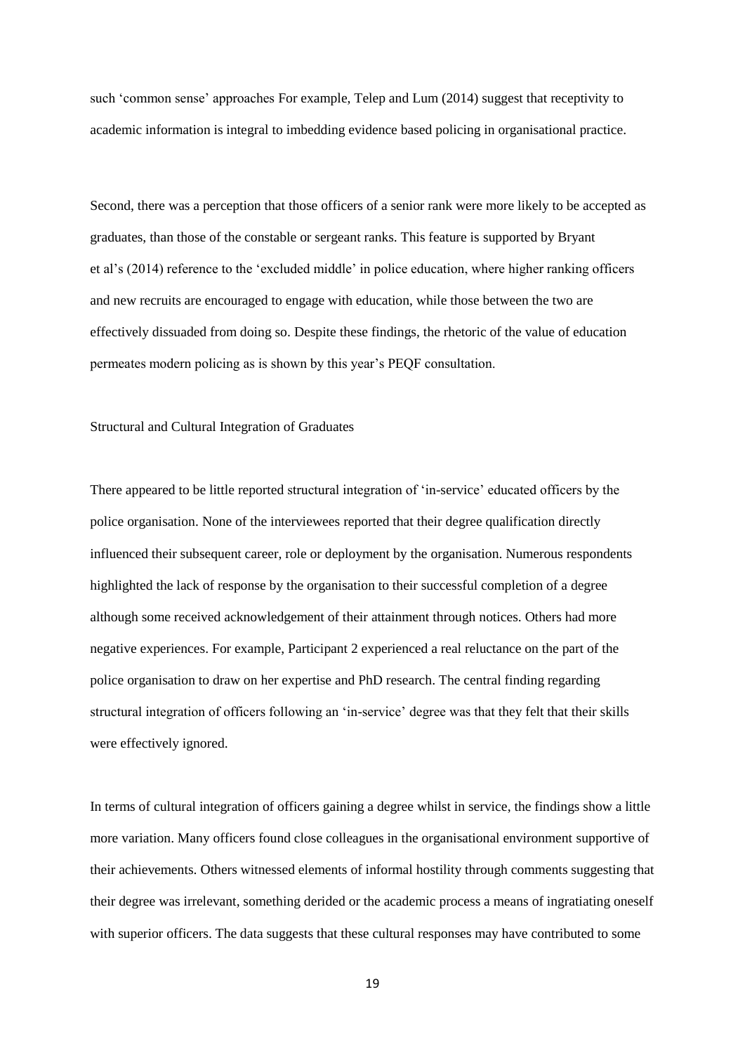such 'common sense' approaches For example, Telep and Lum (2014) suggest that receptivity to academic information is integral to imbedding evidence based policing in organisational practice.

Second, there was a perception that those officers of a senior rank were more likely to be accepted as graduates, than those of the constable or sergeant ranks. This feature is supported by Bryant et al's (2014) reference to the 'excluded middle' in police education, where higher ranking officers and new recruits are encouraged to engage with education, while those between the two are effectively dissuaded from doing so. Despite these findings, the rhetoric of the value of education permeates modern policing as is shown by this year's PEQF consultation.

## Structural and Cultural Integration of Graduates

There appeared to be little reported structural integration of 'in-service' educated officers by the police organisation. None of the interviewees reported that their degree qualification directly influenced their subsequent career, role or deployment by the organisation. Numerous respondents highlighted the lack of response by the organisation to their successful completion of a degree although some received acknowledgement of their attainment through notices. Others had more negative experiences. For example, Participant 2 experienced a real reluctance on the part of the police organisation to draw on her expertise and PhD research. The central finding regarding structural integration of officers following an 'in-service' degree was that they felt that their skills were effectively ignored.

In terms of cultural integration of officers gaining a degree whilst in service, the findings show a little more variation. Many officers found close colleagues in the organisational environment supportive of their achievements. Others witnessed elements of informal hostility through comments suggesting that their degree was irrelevant, something derided or the academic process a means of ingratiating oneself with superior officers. The data suggests that these cultural responses may have contributed to some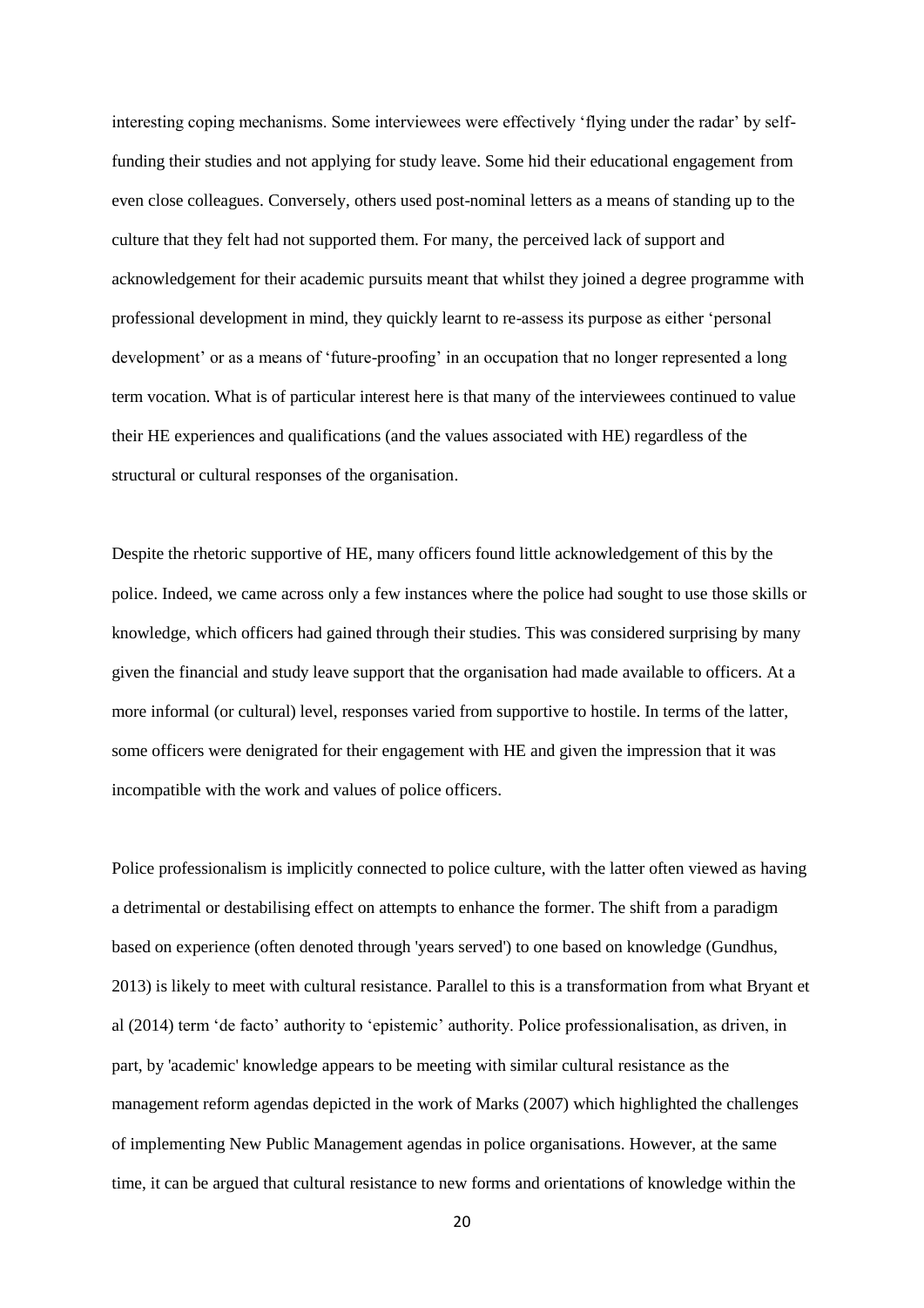interesting coping mechanisms. Some interviewees were effectively 'flying under the radar' by self-funding their studies and not applying for study leave. Some hid their educational engagement from even close colleagues. Conversely, others used post-nominal letters as a means of standing up to the culture that they felt had not supported them. For many, the perceived lack of support and acknowledgement for their academic pursuits meant that whilst they joined a degree programme with professional development in mind, they quickly learnt to re-assess its purpose as either 'personal development' or as a means of 'future-proofing' in an occupation that no longer represented a long term vocation. What is of particular interest here is that many of the interviewees continued to value their HE experiences and qualifications (and the values associated with HE) regardless of the structural or cultural responses of the organisation.

Despite the rhetoric supportive of HE, many officers found little acknowledgement of this by the police. Indeed, we came across only a few instances where the police had sought to use those skills or knowledge, which officers had gained through their studies. This was considered surprising by many given the financial and study leave support that the organisation had made available to officers. At a more informal (or cultural) level, responses varied from supportive to hostile. In terms of the latter, some officers were denigrated for their engagement with HE and given the impression that it was incompatible with the work and values of police officers.

Police professionalism is implicitly connected to police culture, with the latter often viewed as having a detrimental or destabilising effect on attempts to enhance the former. The shift from a paradigm based on experience (often denoted through 'years served') to one based on knowledge (Gundhus, 2013) is likely to meet with cultural resistance. Parallel to this is a transformation from what Bryant et al (2014) term 'de facto' authority to 'epistemic' authority. Police professionalisation, as driven, in part, by 'academic' knowledge appears to be meeting with similar cultural resistance as the management reform agendas depicted in the work of Marks (2007) which highlighted the challenges of implementing New Public Management agendas in police organisations. However, at the same time, it can be argued that cultural resistance to new forms and orientations of knowledge within the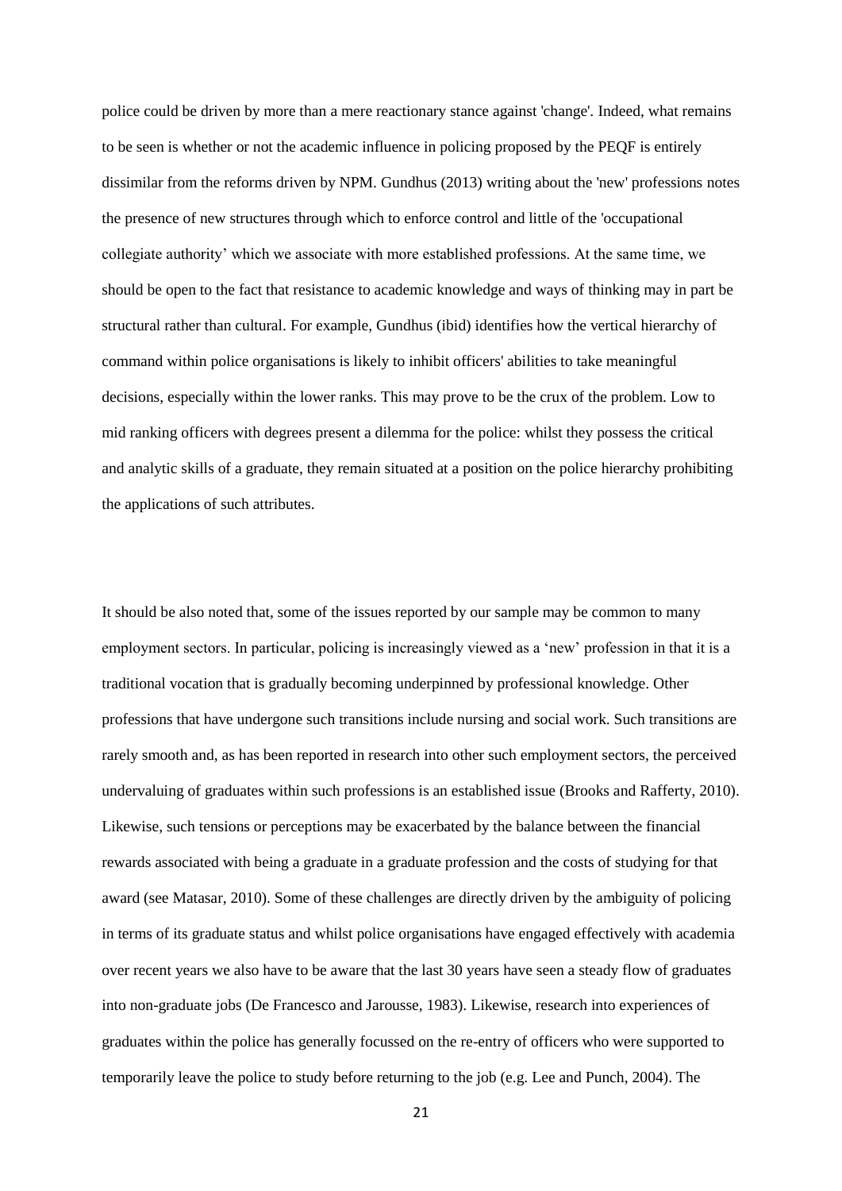police could be driven by more than a mere reactionary stance against 'change'. Indeed, what remains to be seen is whether or not the academic influence in policing proposed by the PEQF is entirely dissimilar from the reforms driven by NPM. Gundhus (2013) writing about the 'new' professions notes the presence of new structures through which to enforce control and little of the 'occupational collegiate authority' which we associate with more established professions. At the same time, we should be open to the fact that resistance to academic knowledge and ways of thinking may in part be structural rather than cultural. For example, Gundhus (ibid) identifies how the vertical hierarchy of command within police organisations is likely to inhibit officers' abilities to take meaningful decisions, especially within the lower ranks. This may prove to be the crux of the problem. Low to mid ranking officers with degrees present a dilemma for the police: whilst they possess the critical and analytic skills of a graduate, they remain situated at a position on the police hierarchy prohibiting the applications of such attributes.

It should be also noted that, some of the issues reported by our sample may be common to many employment sectors. In particular, policing is increasingly viewed as a 'new' profession in that it is a traditional vocation that is gradually becoming underpinned by professional knowledge. Other professions that have undergone such transitions include nursing and social work. Such transitions are rarely smooth and, as has been reported in research into other such employment sectors, the perceived undervaluing of graduates within such professions is an established issue (Brooks and Rafferty, 2010). Likewise, such tensions or perceptions may be exacerbated by the balance between the financial rewards associated with being a graduate in a graduate profession and the costs of studying for that award (see Matasar, 2010). Some of these challenges are directly driven by the ambiguity of policing in terms of its graduate status and whilst police organisations have engaged effectively with academia over recent years we also have to be aware that the last 30 years have seen a steady flow of graduates into non-graduate jobs (De Francesco and Jarousse, 1983). Likewise, research into experiences of graduates within the police has generally focussed on the re-entry of officers who were supported to temporarily leave the police to study before returning to the job (e.g. Lee and Punch, 2004). The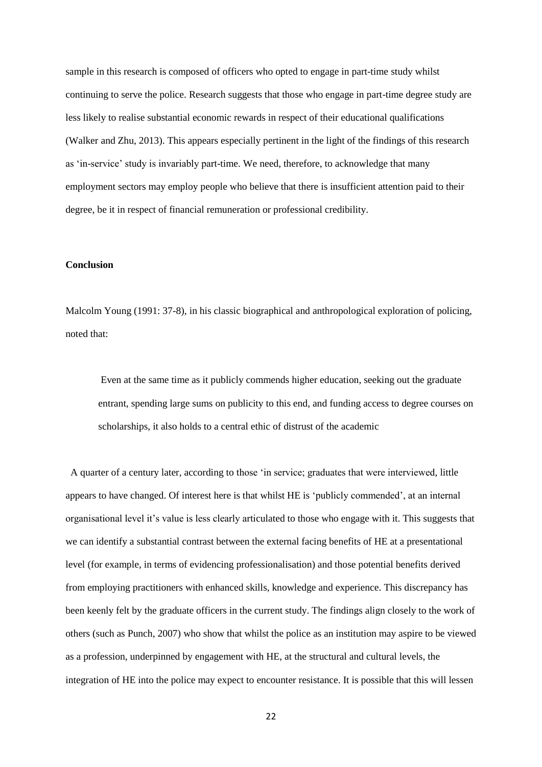sample in this research is composed of officers who opted to engage in part-time study whilst continuing to serve the police. Research suggests that those who engage in part-time degree study are less likely to realise substantial economic rewards in respect of their educational qualifications (Walker and Zhu, 2013). This appears especially pertinent in the light of the findings of this research as 'in-service' study is invariably part-time. We need, therefore, to acknowledge that many employment sectors may employ people who believe that there is insufficient attention paid to their degree, be it in respect of financial remuneration or professional credibility.

## Conclusion

Malcolm Young (1991: 37-8), in his classic biographical and anthropological exploration of policing, noted that:

> Even at the same time as it publicly commends higher education, seeking out the graduate entrant, spending large sums on publicity to this end, and funding access to degree courses on scholarships, it also holds to a central ethic of distrust of the academic

A quarter of a century later, according to those 'in service; graduates that were interviewed, little appears to have changed. Of interest here is that whilst HE is 'publicly commended', at an internal organisational level it's value is less clearly articulated to those who engage with it. This suggests that we can identify a substantial contrast between the external facing benefits of HE at a presentational level (for example, in terms of evidencing professionalisation) and those potential benefits derived from employing practitioners with enhanced skills, knowledge and experience. This discrepancy has been keenly felt by the graduate officers in the current study. The findings align closely to the work of others (such as Punch, 2007) who show that whilst the police as an institution may aspire to be viewed as a profession, underpinned by engagement with HE, at the structural and cultural levels, the integration of HE into the police may expect to encounter resistance. It is possible that this will lessen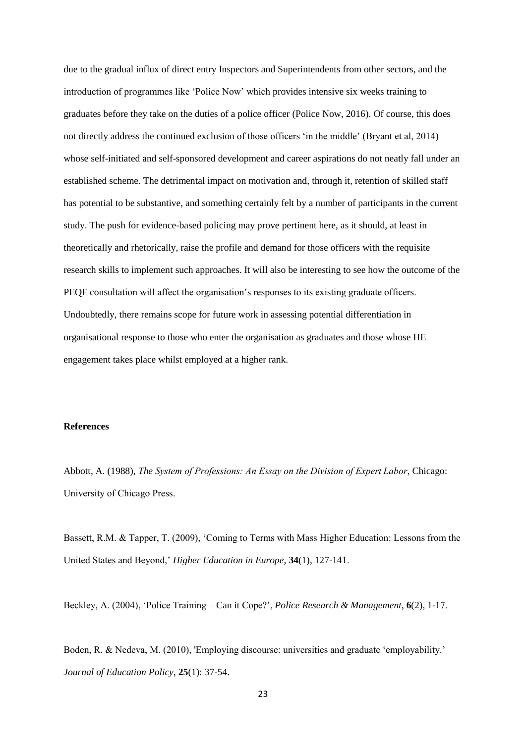due to the gradual influx of direct entry Inspectors and Superintendents from other sectors, and the introduction of programmes like 'Police Now' which provides intensive six weeks training to graduates before they take on the duties of a police officer (Police Now, 2016). Of course, this does not directly address the continued exclusion of those officers 'in the middle' (Bryant et al, 2014) whose self-initiated and self-sponsored development and career aspirations do not neatly fall under an established scheme. The detrimental impact on motivation and, through it, retention of skilled staff has potential to be substantive, and something certainly felt by a number of participants in the current study. The push for evidence-based policing may prove pertinent here, as it should, at least in theoretically and rhetorically, raise the profile and demand for those officers with the requisite research skills to implement such approaches. It will also be interesting to see how the outcome of the PEQF consultation will affect the organisation's responses to its existing graduate officers. Undoubtedly, there remains scope for future work in assessing potential differentiation in organisational response to those who enter the organisation as graduates and those whose HE engagement takes place whilst employed at a higher rank.

**References**

Abbott, A. (1988), *The System of Professions: An Essay on the Division of Expert Labor*, Chicago: University of Chicago Press.

Bassett, R.M. & Tapper, T. (2009), 'Coming to Terms with Mass Higher Education: Lessons from the United States and Beyond,' *Higher Education in Europe*, **34**(1), 127-141.

Beckley, A. (2004), 'Police Training – Can it Cope?', *Police Research & Management*, **6**(2), 1-17.

Boden, R. & Nedeva, M. (2010), 'Employing discourse: universities and graduate 'employability.' *Journal of Education Policy*, **25**(1): 37-54.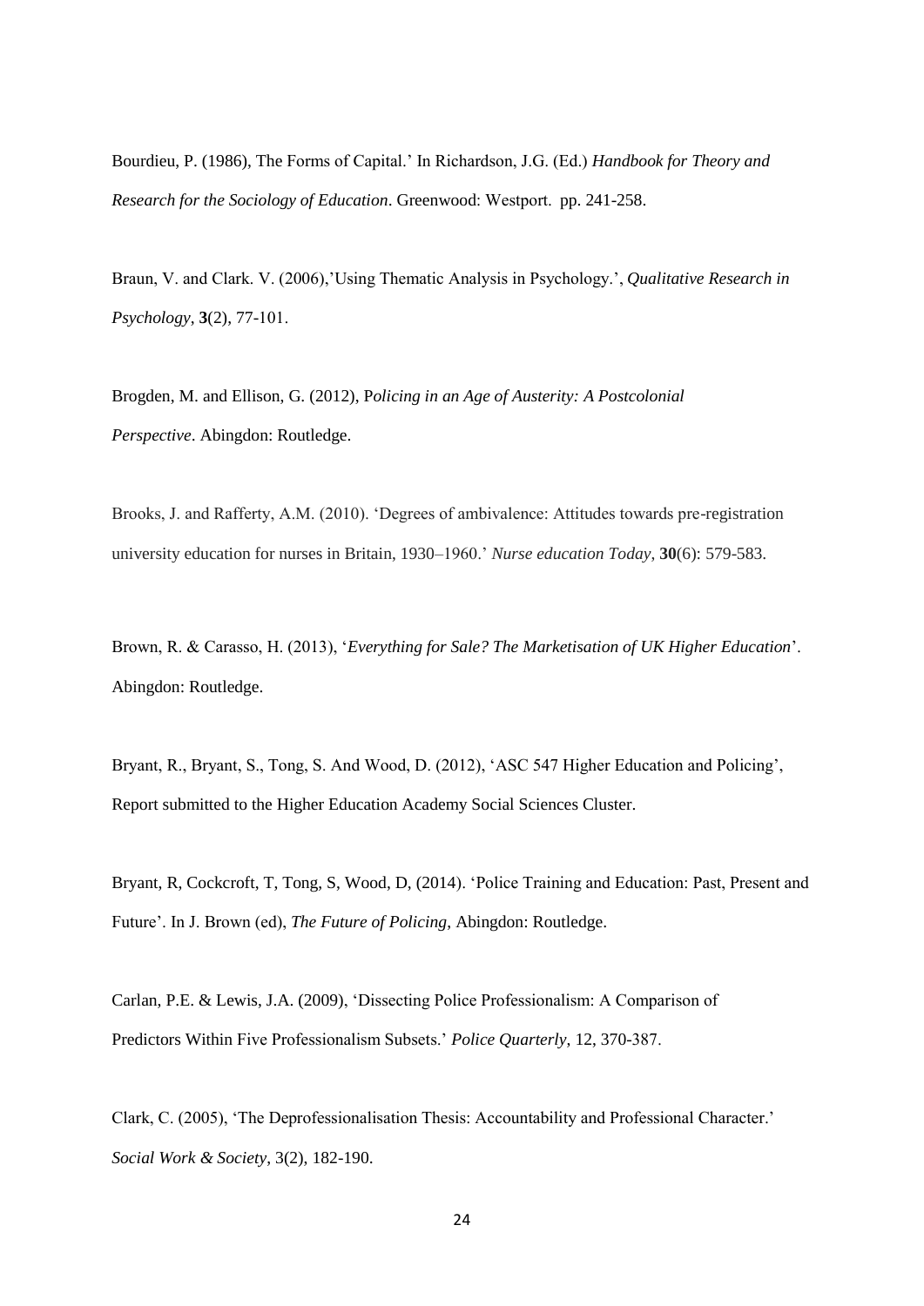Bourdieu, P. (1986), The Forms of Capital.' In Richardson, J.G. (Ed.) *Handbook for Theory and Research for the Sociology of Education*. Greenwood: Westport. pp. 241-258.

Braun, V. and Clark. V. (2006),'Using Thematic Analysis in Psychology.', *Qualitative Research in Psychology*, **3**(2), 77-101.

Brogden, M. and Ellison, G. (2012), P*olicing in an Age of Austerity: A Postcolonial Perspective*. Abingdon: Routledge.

Brooks, J. and Rafferty, A.M. (2010). 'Degrees of ambivalence: Attitudes towards pre-registration university education for nurses in Britain, 1930–1960.' *Nurse education Today*, **30**(6): 579-583.

Brown, R. & Carasso, H. (2013), '*Everything for Sale? The Marketisation of UK Higher Education*'. Abingdon: Routledge.

Bryant, R., Bryant, S., Tong, S. And Wood, D. (2012), 'ASC 547 Higher Education and Policing', Report submitted to the Higher Education Academy Social Sciences Cluster.

Bryant, R, Cockcroft, T, Tong, S, Wood, D, (2014). 'Police Training and Education: Past, Present and Future'. In J. Brown (ed), *The Future of Policing*, Abingdon: Routledge.

Carlan, P.E. & Lewis, J.A. (2009), 'Dissecting Police Professionalism: A Comparison of Predictors Within Five Professionalism Subsets.' *Police Quarterly*, 12, 370-387.

Clark, C. (2005), 'The Deprofessionalisation Thesis: Accountability and Professional Character.' *Social Work & Society*, 3(2), 182-190.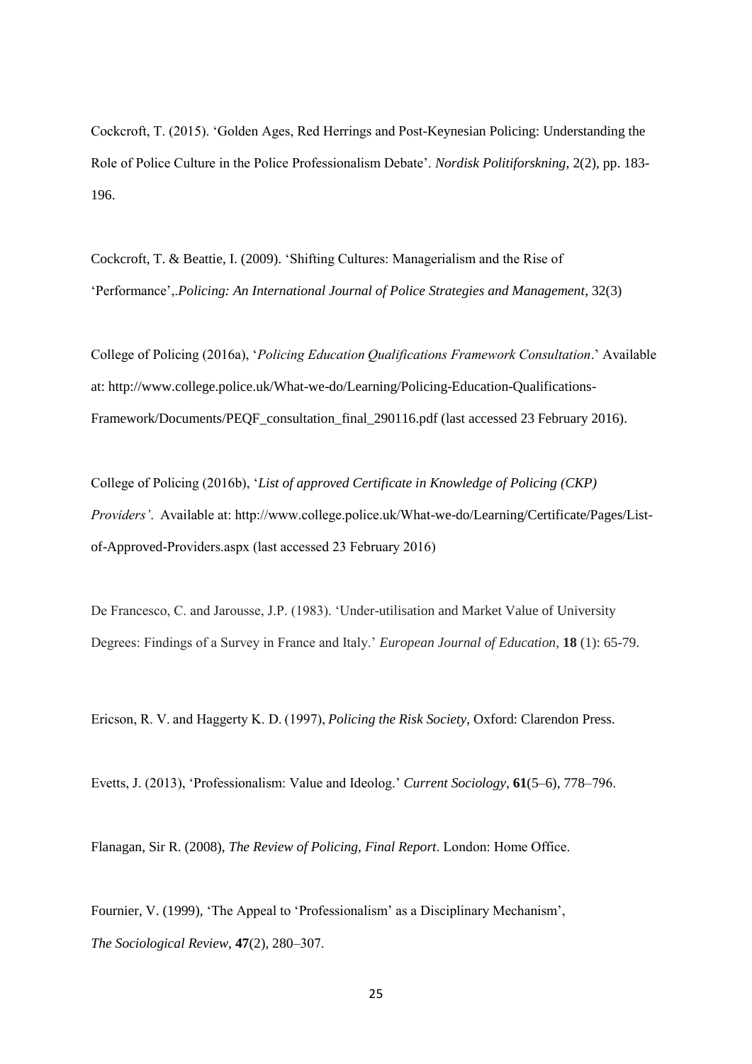Cockcroft, T. (2015). 'Golden Ages, Red Herrings and Post-Keynesian Policing: Understanding the Role of Police Culture in the Police Professionalism Debate'. *Nordisk Politiforskning*, 2(2), pp. 183-196.

Cockcroft, T. & Beattie, I. (2009). 'Shifting Cultures: Managerialism and the Rise of 'Performance',.*Policing: An International Journal of Police Strategies and Management*, 32(3)

College of Policing (2016a), '*Policing Education Qualifications Framework Consultation*.' Available at: http://www.college.police.uk/What-we-do/Learning/Policing-Education-Qualifications-Framework/Documents/PEQF_consultation_final_290116.pdf (last accessed 23 February 2016).

College of Policing (2016b), '*List of approved Certificate in Knowledge of Policing (CKP) Providers'*. Available at: http://www.college.police.uk/What-we-do/Learning/Certificate/Pages/List-of-Approved-Providers.aspx (last accessed 23 February 2016)

De Francesco, C. and Jarousse, J.P. (1983). 'Under-utilisation and Market Value of University Degrees: Findings of a Survey in France and Italy.' *European Journal of Education*, **18** (1): 65-79.

Ericson, R. V. and Haggerty K. D. (1997), *Policing the Risk Society*, Oxford: Clarendon Press.

Evetts, J. (2013), 'Professionalism: Value and Ideolog.' *Current Sociology*, **61**(5–6), 778–796.

Flanagan, Sir R. (2008), *The Review of Policing, Final Report*. London: Home Office.

Fournier, V. (1999), 'The Appeal to 'Professionalism' as a Disciplinary Mechanism', *The Sociological Review*, **47**(2), 280–307.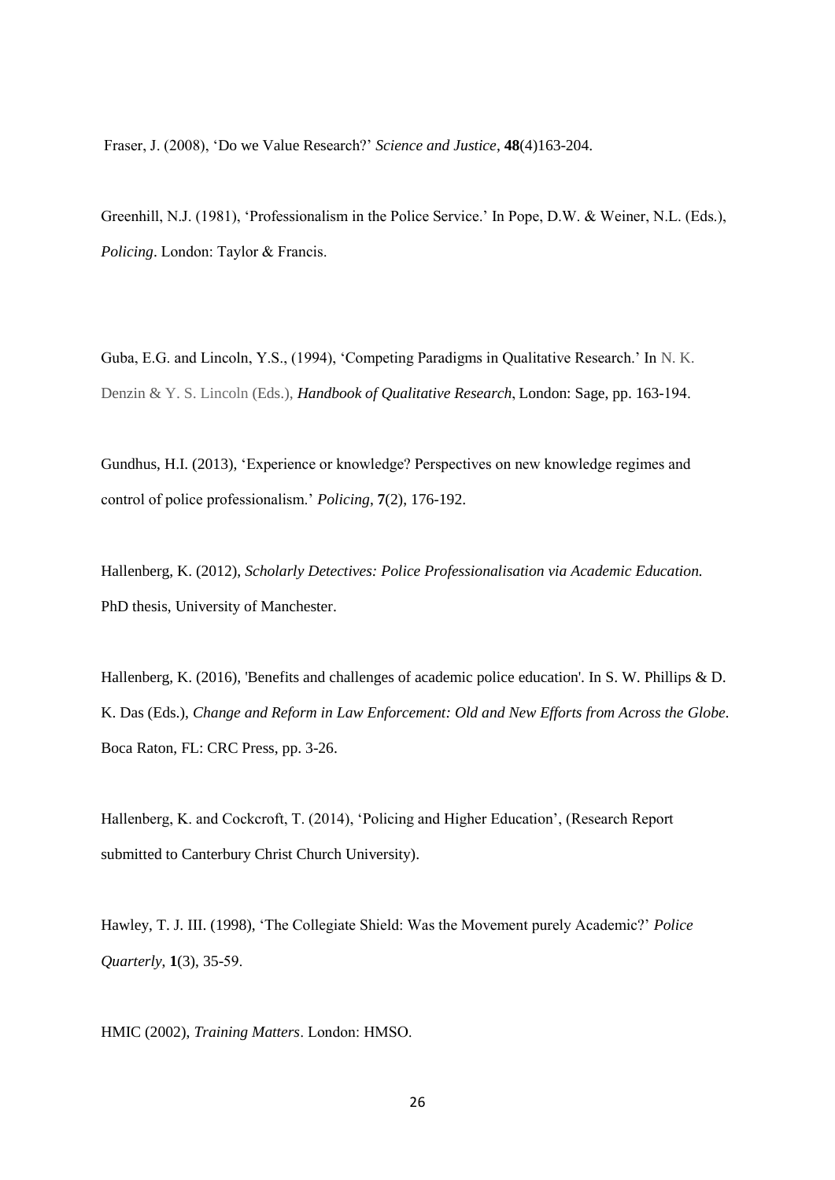Fraser, J. (2008), 'Do we Value Research?' *Science and Justice*, **48**(4)163-204.

Greenhill, N.J. (1981), 'Professionalism in the Police Service.' In Pope, D.W. & Weiner, N.L. (Eds.), *Policing*. London: Taylor & Francis.

Guba, E.G. and Lincoln, Y.S., (1994), 'Competing Paradigms in Qualitative Research.' In N. K. Denzin & Y. S. Lincoln (Eds.), *Handbook of Qualitative Research*, London: Sage, pp. 163-194.

Gundhus, H.I. (2013), 'Experience or knowledge? Perspectives on new knowledge regimes and control of police professionalism.' *Policing*, **7**(2), 176-192.

Hallenberg, K. (2012), *Scholarly Detectives: Police Professionalisation via Academic Education.* PhD thesis, University of Manchester.

Hallenberg, K. (2016), 'Benefits and challenges of academic police education'. In S. W. Phillips & D. K. Das (Eds.), *Change and Reform in Law Enforcement: Old and New Efforts from Across the Globe*. Boca Raton, FL: CRC Press, pp. 3-26.

Hallenberg, K. and Cockcroft, T. (2014), 'Policing and Higher Education', (Research Report submitted to Canterbury Christ Church University).

Hawley, T. J. III. (1998), 'The Collegiate Shield: Was the Movement purely Academic?' *Police Quarterly*, **1**(3), 35-59.

HMIC (2002), *Training Matters*. London: HMSO.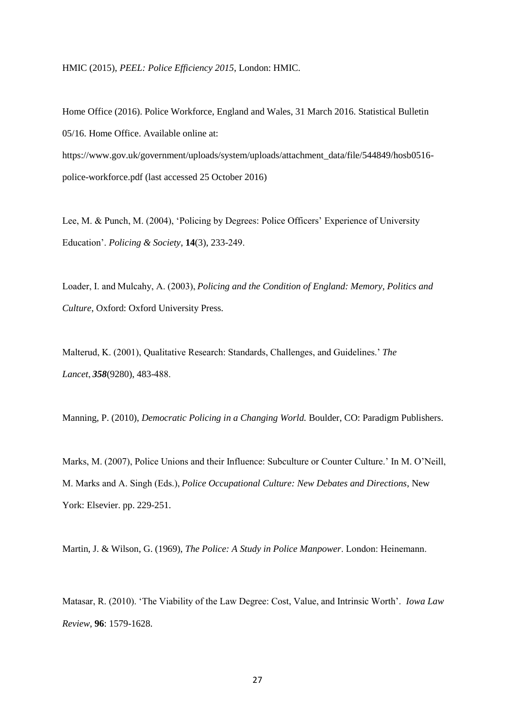HMIC (2015), *PEEL: Police Efficiency 2015*, London: HMIC.

Home Office (2016). Police Workforce, England and Wales, 31 March 2016. Statistical Bulletin 05/16. Home Office. Available online at: https://www.gov.uk/government/uploads/system/uploads/attachment_data/file/544849/hosb0516-police-workforce.pdf (last accessed 25 October 2016)

Lee, M. & Punch, M. (2004), 'Policing by Degrees: Police Officers' Experience of University Education'. *Policing & Society*, **14**(3), 233-249.

Loader, I. and Mulcahy, A. (2003), *Policing and the Condition of England: Memory, Politics and Culture*, Oxford: Oxford University Press.

Malterud, K. (2001), Qualitative Research: Standards, Challenges, and Guidelines.' *The Lancet*, ***358***(9280), 483-488.

Manning, P. (2010), *Democratic Policing in a Changing World.* Boulder, CO: Paradigm Publishers.

Marks, M. (2007), Police Unions and their Influence: Subculture or Counter Culture.' In M. O'Neill, M. Marks and A. Singh (Eds.), *Police Occupational Culture: New Debates and Directions*, New York: Elsevier. pp. 229-251.

Martin, J. & Wilson, G. (1969), *The Police: A Study in Police Manpower*. London: Heinemann.

Matasar, R. (2010). 'The Viability of the Law Degree: Cost, Value, and Intrinsic Worth'. *Iowa Law Review*, **96**: 1579-1628.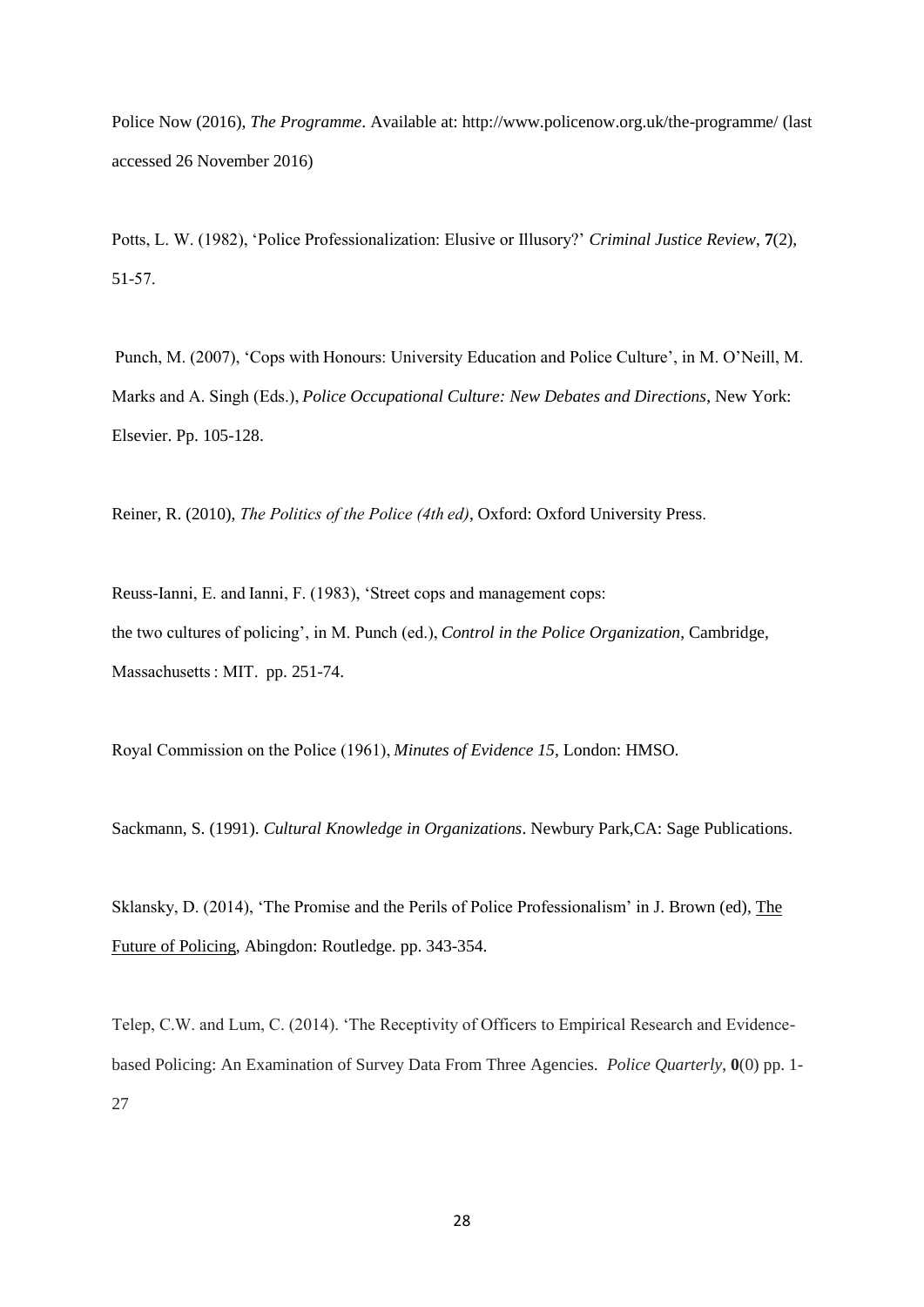Police Now (2016), *The Programme*. Available at: http://www.policenow.org.uk/the-programme/ (last accessed 26 November 2016)

Potts, L. W. (1982), 'Police Professionalization: Elusive or Illusory?' *Criminal Justice Review*, **7**(2), 51-57.

Punch, M. (2007), 'Cops with Honours: University Education and Police Culture', in M. O'Neill, M. Marks and A. Singh (Eds.), *Police Occupational Culture: New Debates and Directions*, New York: Elsevier. Pp. 105-128.

Reiner, R. (2010), *The Politics of the Police (4th ed)*, Oxford: Oxford University Press.

Reuss-Ianni, E. and Ianni, F. (1983), 'Street cops and management cops: the two cultures of policing', in M. Punch (ed.), *Control in the Police Organization*, Cambridge, Massachusetts : MIT. pp. 251-74.

Royal Commission on the Police (1961), *Minutes of Evidence 15*, London: HMSO.

Sackmann, S. (1991). *Cultural Knowledge in Organizations*. Newbury Park,CA: Sage Publications.

Sklansky, D. (2014), 'The Promise and the Perils of Police Professionalism' in J. Brown (ed), The Future of Policing, Abingdon: Routledge. pp. 343-354.

Telep, C.W. and Lum, C. (2014). 'The Receptivity of Officers to Empirical Research and Evidence-based Policing: An Examination of Survey Data From Three Agencies. *Police Quarterly*, **0**(0) pp. 1-27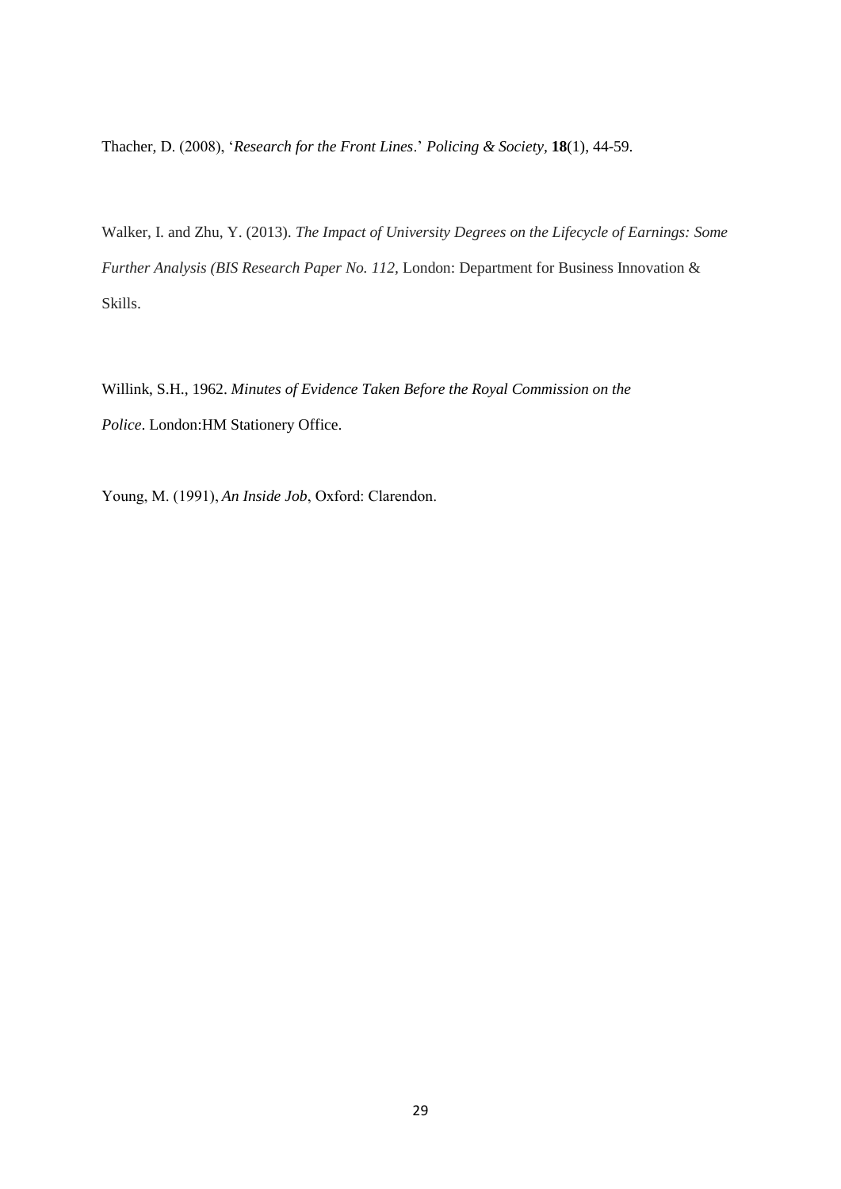Thacher, D. (2008), '*Research for the Front Lines*.' *Policing & Society*, **18**(1), 44-59.

Walker, I. and Zhu, Y. (2013). *The Impact of University Degrees on the Lifecycle of Earnings: Some Further Analysis (BIS Research Paper No. 112,* London: Department for Business Innovation & Skills.

Willink, S.H., 1962. *Minutes of Evidence Taken Before the Royal Commission on the Police*. London:HM Stationery Office.

Young, M. (1991), *An Inside Job*, Oxford: Clarendon.